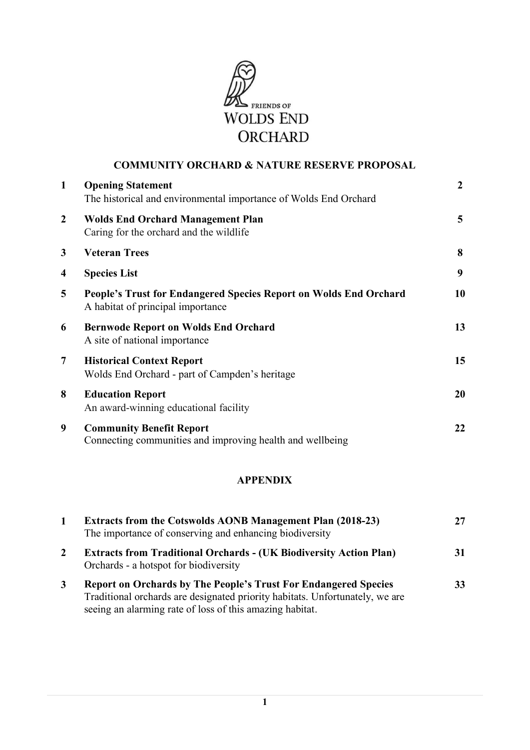FRIENDS OF

WOLDS END

ORCHARD

# COMMUNITY ORCHARD & NATURE RESERVE PROPOSAL

| | | |
|---|---|---|
| **1** | **Opening Statement**<br>The historical and environmental importance of Wolds End Orchard | **2** |
| **2** | **Wolds End Orchard Management Plan**<br>Caring for the orchard and the wildlife | **5** |
| **3** | **Veteran Trees** | **8** |
| **4** | **Species List** | **9** |
| **5** | **People's Trust for Endangered Species Report on Wolds End Orchard**<br>A habitat of principal importance | **10** |
| **6** | **Bernwode Report on Wolds End Orchard**<br>A site of national importance | **13** |
| **7** | **Historical Context Report**<br>Wolds End Orchard - part of Campden's heritage | **15** |
| **8** | **Education Report**<br>An award-winning educational facility | **20** |
| **9** | **Community Benefit Report**<br>Connecting communities and improving health and wellbeing | **22** |

## APPENDIX

| | | |
|---|---|---|
| **1** | **Extracts from the Cotswolds AONB Management Plan (2018-23)**<br>The importance of conserving and enhancing biodiversity | **27** |
| **2** | **Extracts from Traditional Orchards - (UK Biodiversity Action Plan)**<br>Orchards - a hotspot for biodiversity | **31** |
| **3** | **Report on Orchards by The People's Trust For Endangered Species**<br>Traditional orchards are designated priority habitats. Unfortunately, we are seeing an alarming rate of loss of this amazing habitat. | **33** |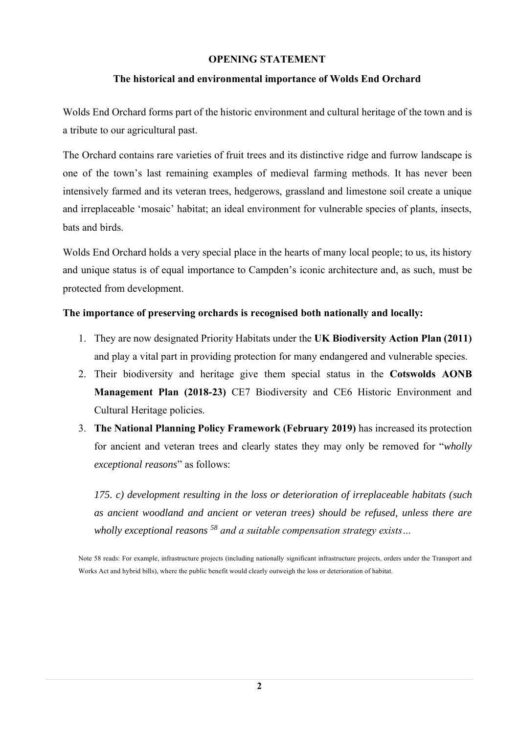## OPENING STATEMENT

### The historical and environmental importance of Wolds End Orchard

Wolds End Orchard forms part of the historic environment and cultural heritage of the town and is a tribute to our agricultural past.

The Orchard contains rare varieties of fruit trees and its distinctive ridge and furrow landscape is one of the town's last remaining examples of medieval farming methods. It has never been intensively farmed and its veteran trees, hedgerows, grassland and limestone soil create a unique and irreplaceable 'mosaic' habitat; an ideal environment for vulnerable species of plants, insects, bats and birds.

Wolds End Orchard holds a very special place in the hearts of many local people; to us, its history and unique status is of equal importance to Campden's iconic architecture and, as such, must be protected from development.

**The importance of preserving orchards is recognised both nationally and locally:**

1. They are now designated Priority Habitats under the **UK Biodiversity Action Plan (2011)** and play a vital part in providing protection for many endangered and vulnerable species.
2. Their biodiversity and heritage give them special status in the **Cotswolds AONB Management Plan (2018-23)** CE7 Biodiversity and CE6 Historic Environment and Cultural Heritage policies.
3. **The National Planning Policy Framework (February 2019)** has increased its protection for ancient and veteran trees and clearly states they may only be removed for "*wholly exceptional reasons*" as follows:

   *175. c) development resulting in the loss or deterioration of irreplaceable habitats (such as ancient woodland and ancient or veteran trees) should be refused, unless there are wholly exceptional reasons* [58] *and a suitable compensation strategy exists…*

Note 58 reads: For example, infrastructure projects (including nationally significant infrastructure projects, orders under the Transport and Works Act and hybrid bills), where the public benefit would clearly outweigh the loss or deterioration of habitat.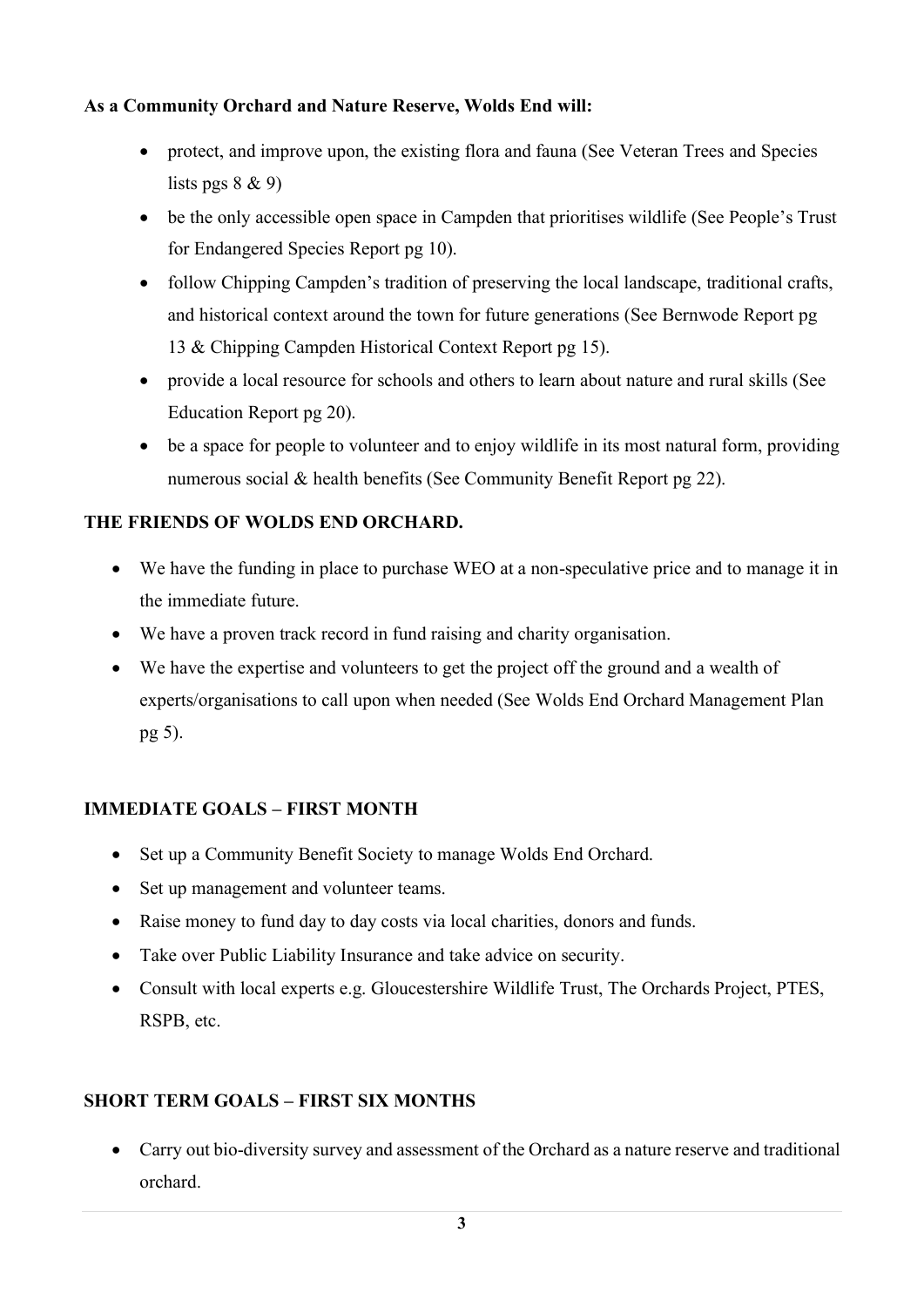**As a Community Orchard and Nature Reserve, Wolds End will:**

- protect, and improve upon, the existing flora and fauna (See Veteran Trees and Species lists pgs 8 & 9)
- be the only accessible open space in Campden that prioritises wildlife (See People's Trust for Endangered Species Report pg 10).
- follow Chipping Campden's tradition of preserving the local landscape, traditional crafts, and historical context around the town for future generations (See Bernwode Report pg 13 & Chipping Campden Historical Context Report pg 15).
- provide a local resource for schools and others to learn about nature and rural skills (See Education Report pg 20).
- be a space for people to volunteer and to enjoy wildlife in its most natural form, providing numerous social & health benefits (See Community Benefit Report pg 22).

**THE FRIENDS OF WOLDS END ORCHARD.**

- We have the funding in place to purchase WEO at a non-speculative price and to manage it in the immediate future.
- We have a proven track record in fund raising and charity organisation.
- We have the expertise and volunteers to get the project off the ground and a wealth of experts/organisations to call upon when needed (See Wolds End Orchard Management Plan pg 5).

**IMMEDIATE GOALS – FIRST MONTH**

- Set up a Community Benefit Society to manage Wolds End Orchard.
- Set up management and volunteer teams.
- Raise money to fund day to day costs via local charities, donors and funds.
- Take over Public Liability Insurance and take advice on security.
- Consult with local experts e.g. Gloucestershire Wildlife Trust, The Orchards Project, PTES, RSPB, etc.

**SHORT TERM GOALS – FIRST SIX MONTHS**

- Carry out bio-diversity survey and assessment of the Orchard as a nature reserve and traditional orchard.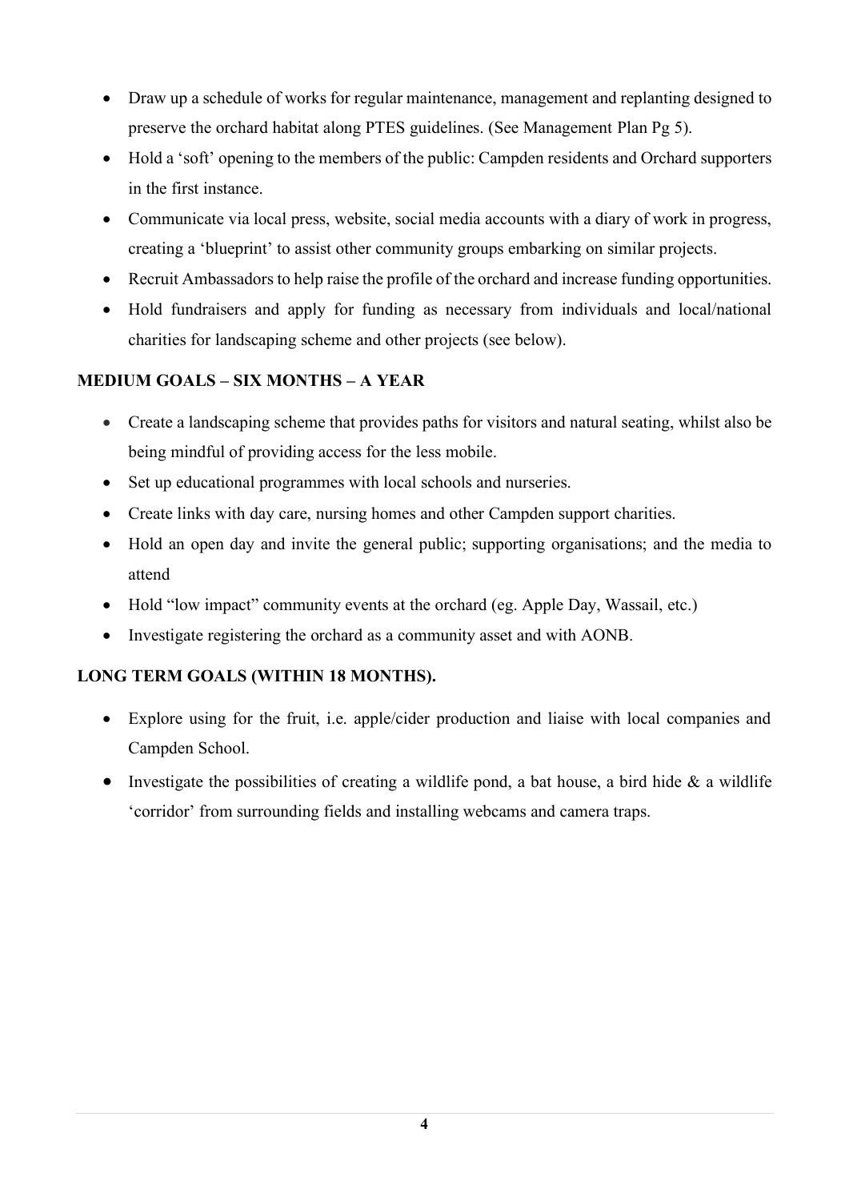- Draw up a schedule of works for regular maintenance, management and replanting designed to preserve the orchard habitat along PTES guidelines. (See Management Plan Pg 5).
- Hold a 'soft' opening to the members of the public: Campden residents and Orchard supporters in the first instance.
- Communicate via local press, website, social media accounts with a diary of work in progress, creating a 'blueprint' to assist other community groups embarking on similar projects.
- Recruit Ambassadors to help raise the profile of the orchard and increase funding opportunities.
- Hold fundraisers and apply for funding as necessary from individuals and local/national charities for landscaping scheme and other projects (see below).

**MEDIUM GOALS – SIX MONTHS – A YEAR**

- Create a landscaping scheme that provides paths for visitors and natural seating, whilst also be being mindful of providing access for the less mobile.
- Set up educational programmes with local schools and nurseries.
- Create links with day care, nursing homes and other Campden support charities.
- Hold an open day and invite the general public; supporting organisations; and the media to attend
- Hold "low impact" community events at the orchard (eg. Apple Day, Wassail, etc.)
- Investigate registering the orchard as a community asset and with AONB.

**LONG TERM GOALS (WITHIN 18 MONTHS).**

- Explore using for the fruit, i.e. apple/cider production and liaise with local companies and Campden School.
- Investigate the possibilities of creating a wildlife pond, a bat house, a bird hide & a wildlife 'corridor' from surrounding fields and installing webcams and camera traps.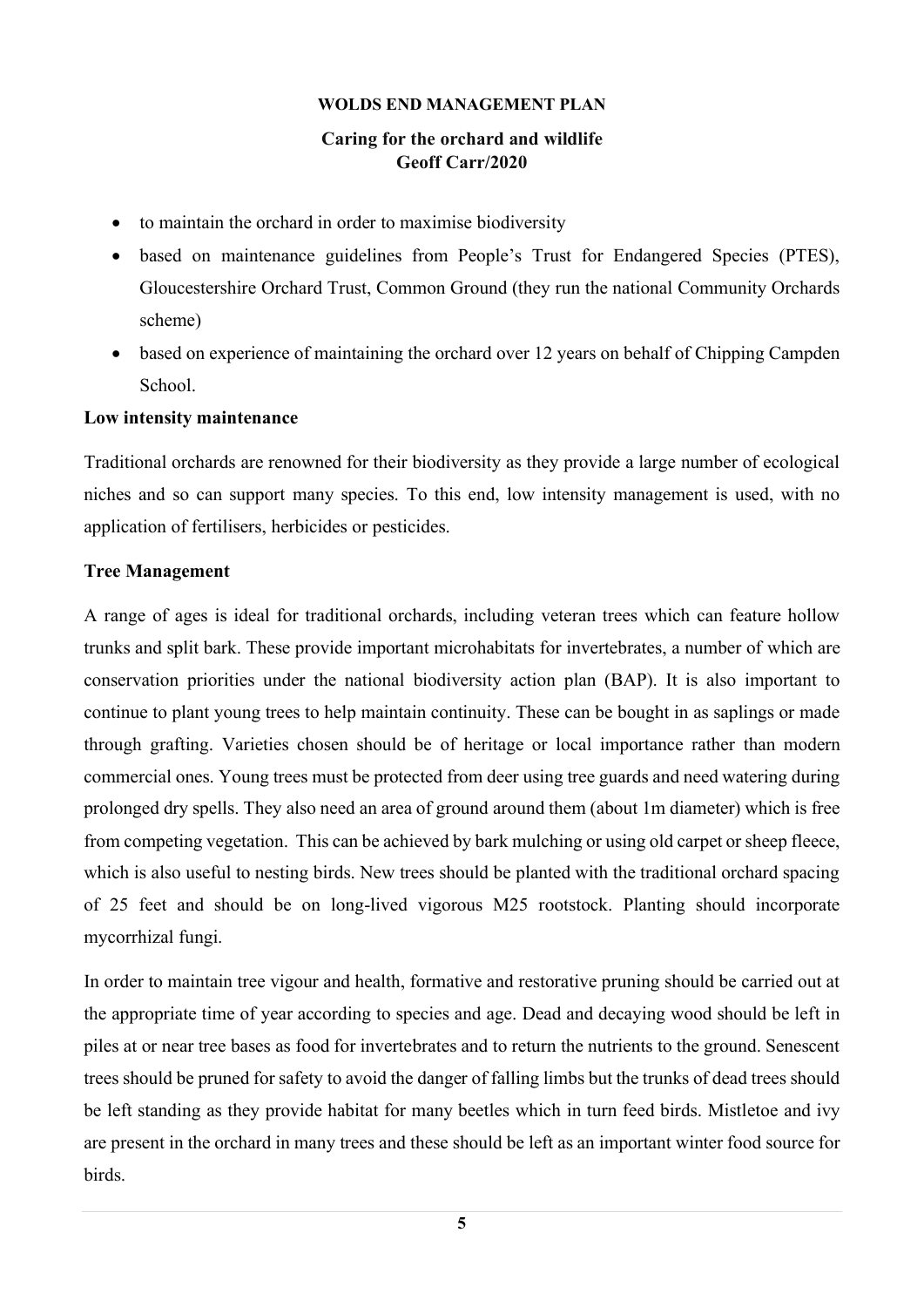**WOLDS END MANAGEMENT PLAN**

**Caring for the orchard and wildlife**
**Geoff Carr/2020**

- to maintain the orchard in order to maximise biodiversity
- based on maintenance guidelines from People's Trust for Endangered Species (PTES), Gloucestershire Orchard Trust, Common Ground (they run the national Community Orchards scheme)
- based on experience of maintaining the orchard over 12 years on behalf of Chipping Campden School.

**Low intensity maintenance**

Traditional orchards are renowned for their biodiversity as they provide a large number of ecological niches and so can support many species. To this end, low intensity management is used, with no application of fertilisers, herbicides or pesticides.

**Tree Management**

A range of ages is ideal for traditional orchards, including veteran trees which can feature hollow trunks and split bark. These provide important microhabitats for invertebrates, a number of which are conservation priorities under the national biodiversity action plan (BAP). It is also important to continue to plant young trees to help maintain continuity. These can be bought in as saplings or made through grafting. Varieties chosen should be of heritage or local importance rather than modern commercial ones. Young trees must be protected from deer using tree guards and need watering during prolonged dry spells. They also need an area of ground around them (about 1m diameter) which is free from competing vegetation. This can be achieved by bark mulching or using old carpet or sheep fleece, which is also useful to nesting birds. New trees should be planted with the traditional orchard spacing of 25 feet and should be on long-lived vigorous M25 rootstock. Planting should incorporate mycorrhizal fungi.

In order to maintain tree vigour and health, formative and restorative pruning should be carried out at the appropriate time of year according to species and age. Dead and decaying wood should be left in piles at or near tree bases as food for invertebrates and to return the nutrients to the ground. Senescent trees should be pruned for safety to avoid the danger of falling limbs but the trunks of dead trees should be left standing as they provide habitat for many beetles which in turn feed birds. Mistletoe and ivy are present in the orchard in many trees and these should be left as an important winter food source for birds.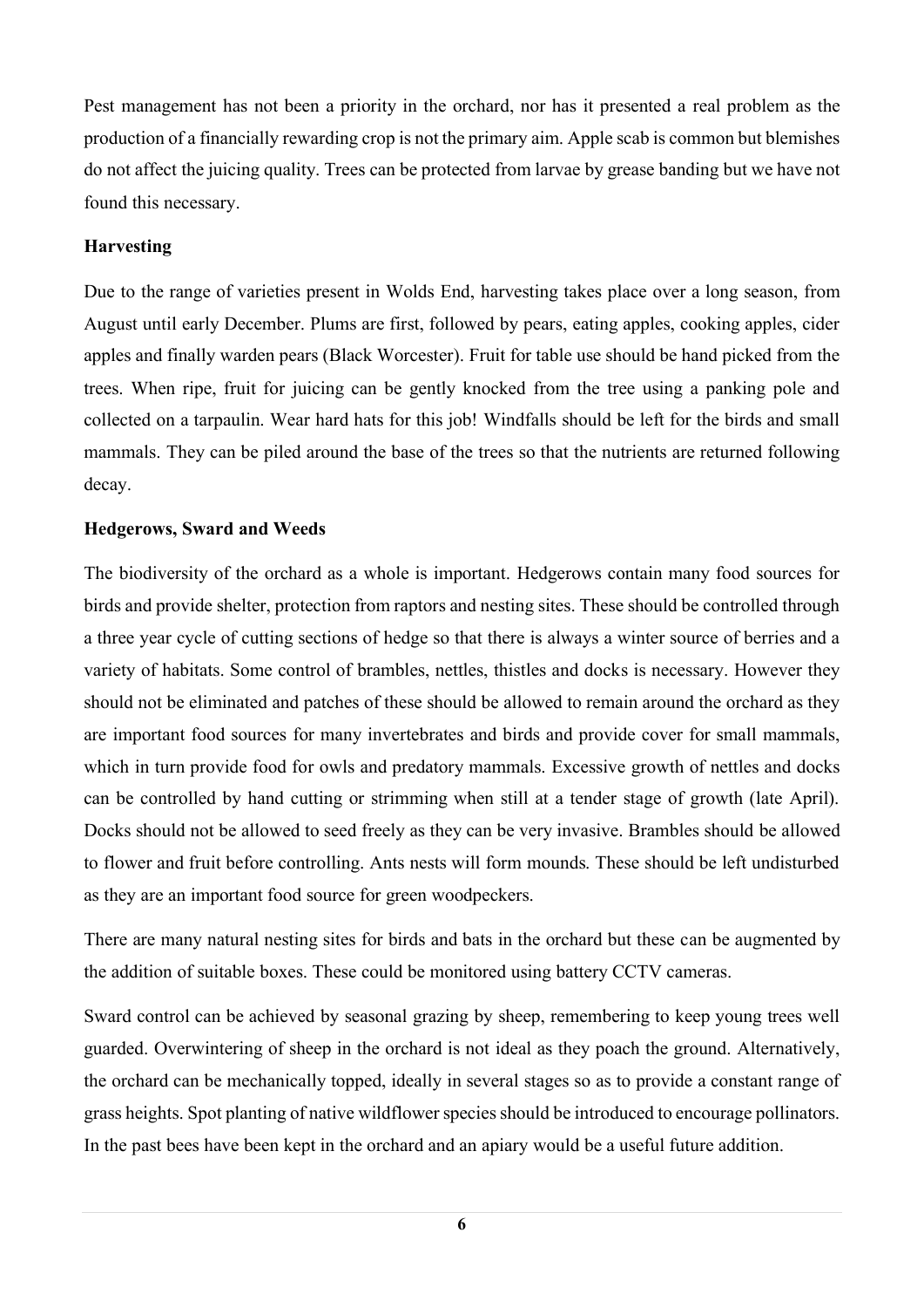Pest management has not been a priority in the orchard, nor has it presented a real problem as the production of a financially rewarding crop is not the primary aim. Apple scab is common but blemishes do not affect the juicing quality. Trees can be protected from larvae by grease banding but we have not found this necessary.

### Harvesting

Due to the range of varieties present in Wolds End, harvesting takes place over a long season, from August until early December. Plums are first, followed by pears, eating apples, cooking apples, cider apples and finally warden pears (Black Worcester). Fruit for table use should be hand picked from the trees. When ripe, fruit for juicing can be gently knocked from the tree using a panking pole and collected on a tarpaulin. Wear hard hats for this job! Windfalls should be left for the birds and small mammals. They can be piled around the base of the trees so that the nutrients are returned following decay.

### Hedgerows, Sward and Weeds

The biodiversity of the orchard as a whole is important. Hedgerows contain many food sources for birds and provide shelter, protection from raptors and nesting sites. These should be controlled through a three year cycle of cutting sections of hedge so that there is always a winter source of berries and a variety of habitats. Some control of brambles, nettles, thistles and docks is necessary. However they should not be eliminated and patches of these should be allowed to remain around the orchard as they are important food sources for many invertebrates and birds and provide cover for small mammals, which in turn provide food for owls and predatory mammals. Excessive growth of nettles and docks can be controlled by hand cutting or strimming when still at a tender stage of growth (late April). Docks should not be allowed to seed freely as they can be very invasive. Brambles should be allowed to flower and fruit before controlling. Ants nests will form mounds. These should be left undisturbed as they are an important food source for green woodpeckers.

There are many natural nesting sites for birds and bats in the orchard but these can be augmented by the addition of suitable boxes. These could be monitored using battery CCTV cameras.

Sward control can be achieved by seasonal grazing by sheep, remembering to keep young trees well guarded. Overwintering of sheep in the orchard is not ideal as they poach the ground. Alternatively, the orchard can be mechanically topped, ideally in several stages so as to provide a constant range of grass heights. Spot planting of native wildflower species should be introduced to encourage pollinators. In the past bees have been kept in the orchard and an apiary would be a useful future addition.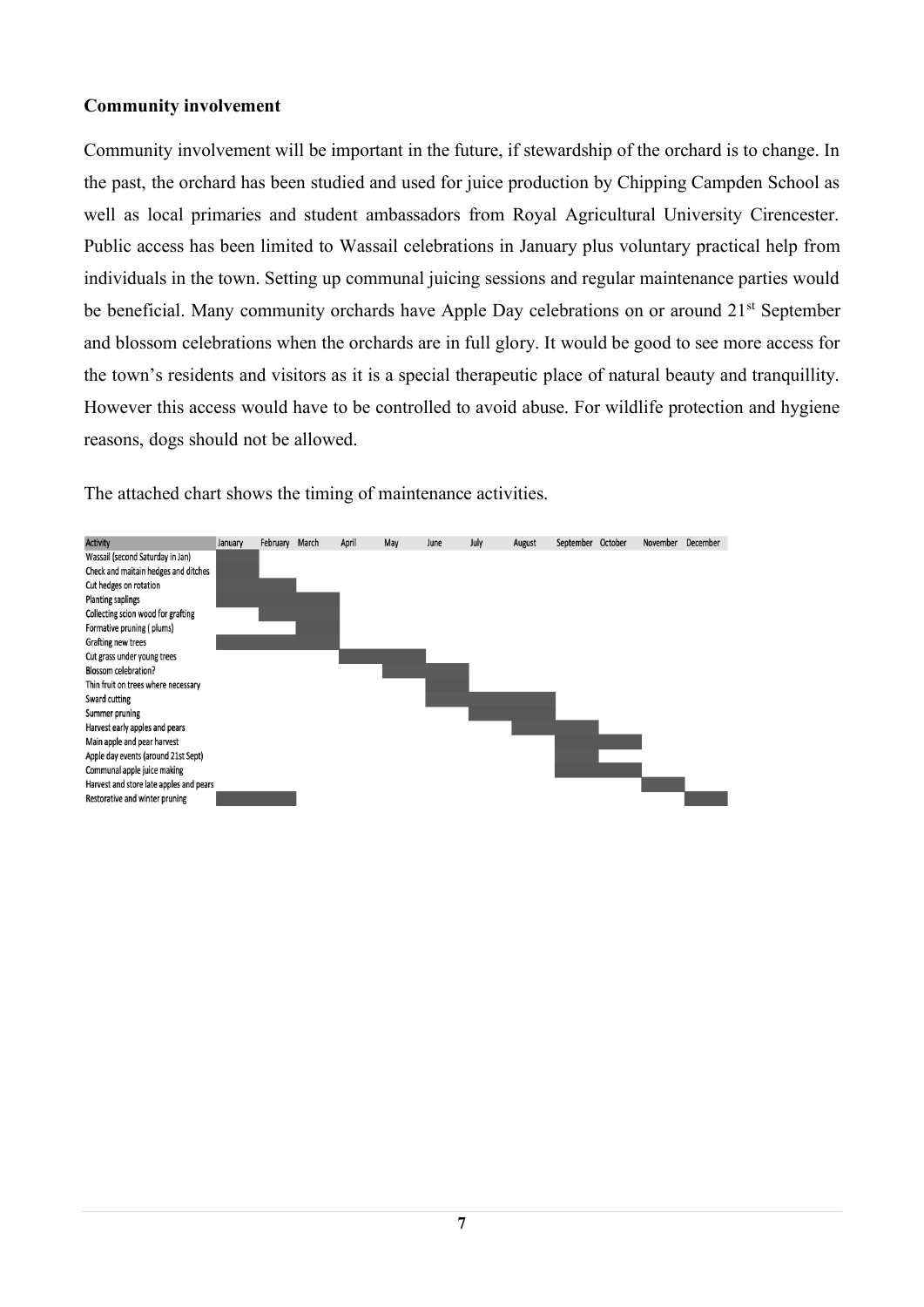**Community involvement**

Community involvement will be important in the future, if stewardship of the orchard is to change. In the past, the orchard has been studied and used for juice production by Chipping Campden School as well as local primaries and student ambassadors from Royal Agricultural University Cirencester. Public access has been limited to Wassail celebrations in January plus voluntary practical help from individuals in the town. Setting up communal juicing sessions and regular maintenance parties would be beneficial. Many community orchards have Apple Day celebrations on or around 21st September and blossom celebrations when the orchards are in full glory. It would be good to see more access for the town's residents and visitors as it is a special therapeutic place of natural beauty and tranquillity. However this access would have to be controlled to avoid abuse. For wildlife protection and hygiene reasons, dogs should not be allowed.

The attached chart shows the timing of maintenance activities.

Activity
January February March April May June July August September October November December
Wassail (second Saturday in Jan)
Check and maitain hedges and ditches
Cut hedges on rotation
Planting saplings
Collecting scion wood for grafting
Formative pruning ( plums)
Grafting new trees
Cut grass under young trees
Blossom celebration?
Thin fruit on trees where necessary
Sward cutting
Summer pruning
Harvest early apples and pears
Main apple and pear harvest
Apple day events (around 21st Sept)
Communal apple juice making
Harvest and store late apples and pears
Restorative and winter pruning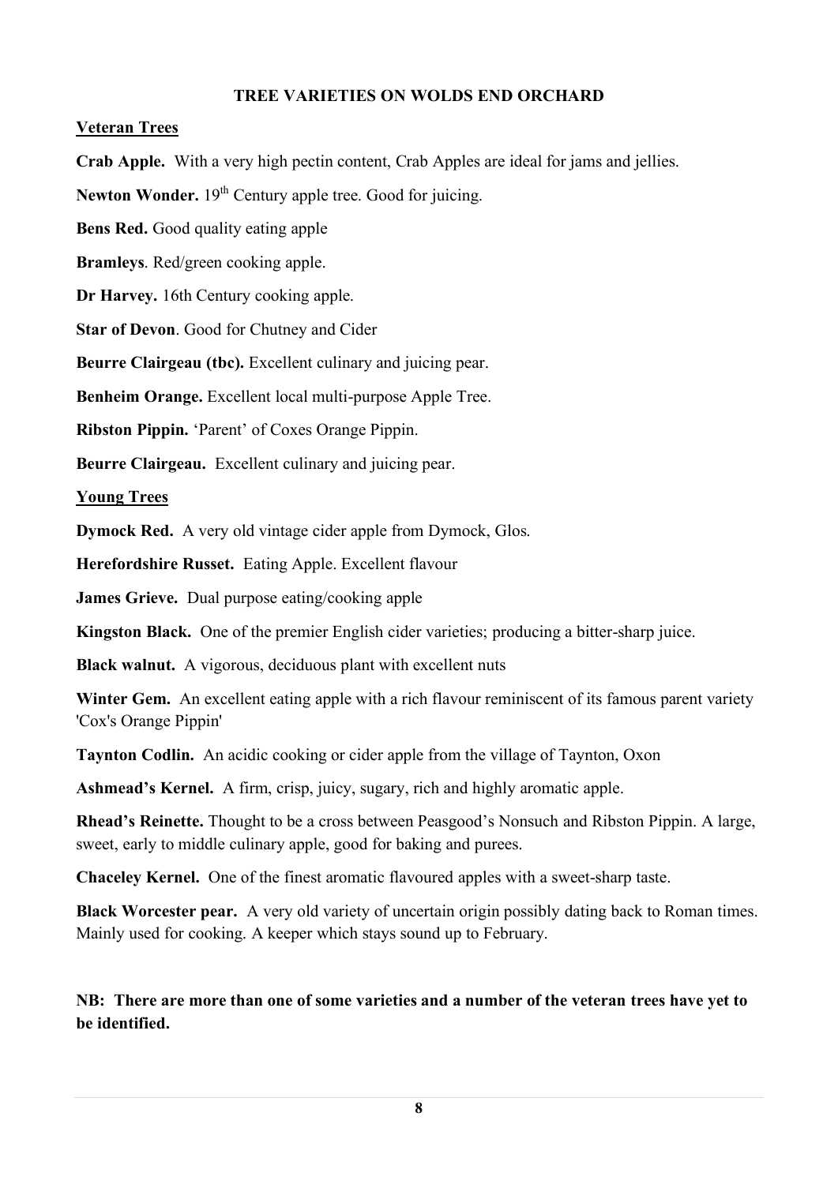## TREE VARIETIES ON WOLDS END ORCHARD

### Veteran Trees

**Crab Apple.** With a very high pectin content, Crab Apples are ideal for jams and jellies.

**Newton Wonder.** 19th Century apple tree. Good for juicing.

**Bens Red.** Good quality eating apple

**Bramleys**. Red/green cooking apple.

**Dr Harvey.** 16th Century cooking apple.

**Star of Devon**. Good for Chutney and Cider

**Beurre Clairgeau (tbc).** Excellent culinary and juicing pear.

**Benheim Orange.** Excellent local multi-purpose Apple Tree.

**Ribston Pippin.** 'Parent' of Coxes Orange Pippin.

**Beurre Clairgeau.** Excellent culinary and juicing pear.

### Young Trees

**Dymock Red.** A very old vintage cider apple from Dymock, Glos.

**Herefordshire Russet.** Eating Apple. Excellent flavour

**James Grieve.** Dual purpose eating/cooking apple

**Kingston Black.** One of the premier English cider varieties; producing a bitter-sharp juice.

**Black walnut.** A vigorous, deciduous plant with excellent nuts

**Winter Gem.** An excellent eating apple with a rich flavour reminiscent of its famous parent variety 'Cox's Orange Pippin'

**Taynton Codlin.** An acidic cooking or cider apple from the village of Taynton, Oxon

**Ashmead's Kernel.** A firm, crisp, juicy, sugary, rich and highly aromatic apple.

**Rhead's Reinette.** Thought to be a cross between Peasgood's Nonsuch and Ribston Pippin. A large, sweet, early to middle culinary apple, good for baking and purees.

**Chaceley Kernel.** One of the finest aromatic flavoured apples with a sweet-sharp taste.

**Black Worcester pear.** A very old variety of uncertain origin possibly dating back to Roman times. Mainly used for cooking. A keeper which stays sound up to February.

**NB: There are more than one of some varieties and a number of the veteran trees have yet to be identified.**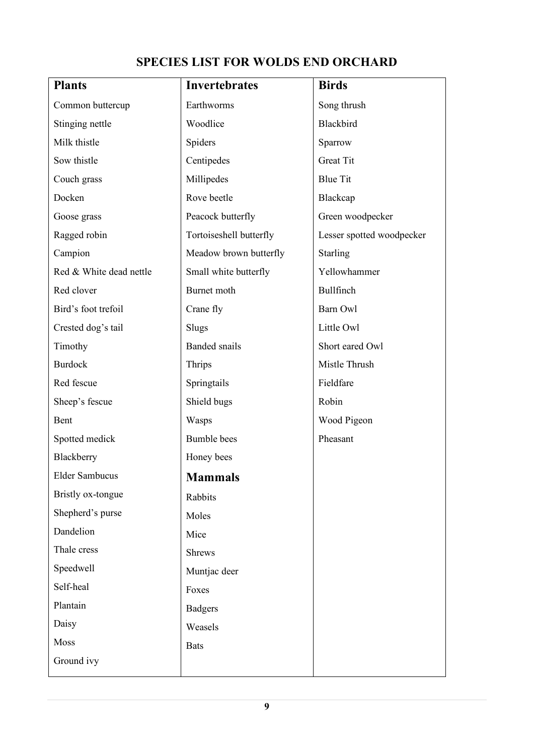## SPECIES LIST FOR WOLDS END ORCHARD

| Plants | Invertebrates | Birds |
|---|---|---|
| Common buttercup | Earthworms | Song thrush |
| Stinging nettle | Woodlice | Blackbird |
| Milk thistle | Spiders | Sparrow |
| Sow thistle | Centipedes | Great Tit |
| Couch grass | Millipedes | Blue Tit |
| Docken | Rove beetle | Blackcap |
| Goose grass | Peacock butterfly | Green woodpecker |
| Ragged robin | Tortoiseshell butterfly | Lesser spotted woodpecker |
| Campion | Meadow brown butterfly | Starling |
| Red & White dead nettle | Small white butterfly | Yellowhammer |
| Red clover | Burnet moth | Bullfinch |
| Bird's foot trefoil | Crane fly | Barn Owl |
| Crested dog's tail | Slugs | Little Owl |
| Timothy | Banded snails | Short eared Owl |
| Burdock | Thrips | Mistle Thrush |
| Red fescue | Springtails | Fieldfare |
| Sheep's fescue | Shield bugs | Robin |
| Bent | Wasps | Wood Pigeon |
| Spotted medick | Bumble bees | Pheasant |
| Blackberry | Honey bees | |
| Elder Sambucus | **Mammals** | |
| Bristly ox-tongue | Rabbits | |
| Shepherd's purse | Moles | |
| Dandelion | Mice | |
| Thale cress | Shrews | |
| Speedwell | Muntjac deer | |
| Self-heal | Foxes | |
| Plantain | Badgers | |
| Daisy | Weasels | |
| Moss | Bats | |
| Ground ivy | | |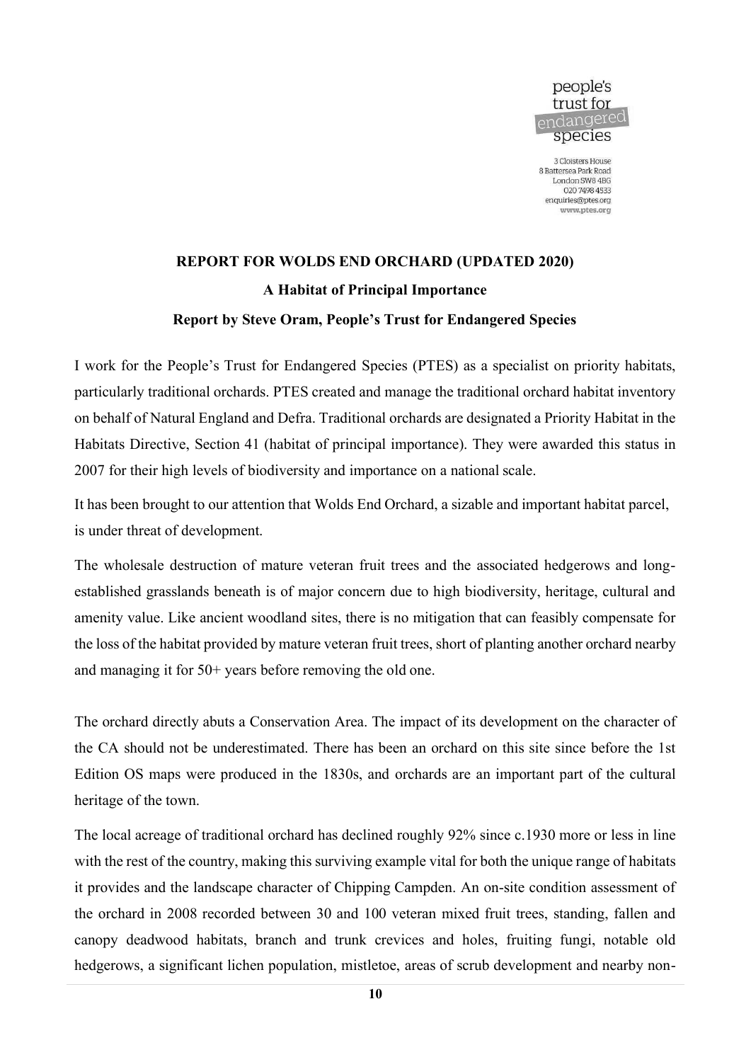people's trust for endangered species

3 Cloisters House
8 Battersea Park Road
London SW8 4BG
020 7498 4533
enquiries@ptes.org
www.ptes.org

**REPORT FOR WOLDS END ORCHARD (UPDATED 2020)**

**A Habitat of Principal Importance**

**Report by Steve Oram, People's Trust for Endangered Species**

I work for the People's Trust for Endangered Species (PTES) as a specialist on priority habitats, particularly traditional orchards. PTES created and manage the traditional orchard habitat inventory on behalf of Natural England and Defra. Traditional orchards are designated a Priority Habitat in the Habitats Directive, Section 41 (habitat of principal importance). They were awarded this status in 2007 for their high levels of biodiversity and importance on a national scale.

It has been brought to our attention that Wolds End Orchard, a sizable and important habitat parcel, is under threat of development.

The wholesale destruction of mature veteran fruit trees and the associated hedgerows and long-established grasslands beneath is of major concern due to high biodiversity, heritage, cultural and amenity value. Like ancient woodland sites, there is no mitigation that can feasibly compensate for the loss of the habitat provided by mature veteran fruit trees, short of planting another orchard nearby and managing it for 50+ years before removing the old one.

The orchard directly abuts a Conservation Area. The impact of its development on the character of the CA should not be underestimated. There has been an orchard on this site since before the 1st Edition OS maps were produced in the 1830s, and orchards are an important part of the cultural heritage of the town.

The local acreage of traditional orchard has declined roughly 92% since c.1930 more or less in line with the rest of the country, making this surviving example vital for both the unique range of habitats it provides and the landscape character of Chipping Campden. An on-site condition assessment of the orchard in 2008 recorded between 30 and 100 veteran mixed fruit trees, standing, fallen and canopy deadwood habitats, branch and trunk crevices and holes, fruiting fungi, notable old hedgerows, a significant lichen population, mistletoe, areas of scrub development and nearby non-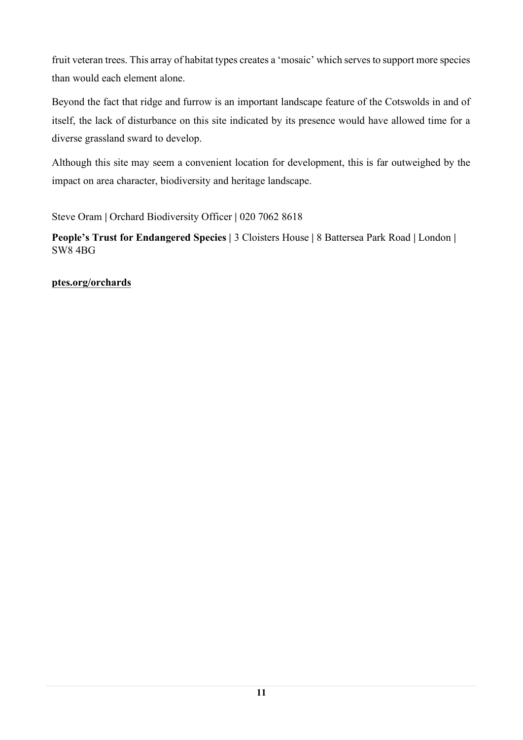fruit veteran trees. This array of habitat types creates a 'mosaic' which serves to support more species than would each element alone.

Beyond the fact that ridge and furrow is an important landscape feature of the Cotswolds in and of itself, the lack of disturbance on this site indicated by its presence would have allowed time for a diverse grassland sward to develop.

Although this site may seem a convenient location for development, this is far outweighed by the impact on area character, biodiversity and heritage landscape.

Steve Oram | Orchard Biodiversity Officer | 020 7062 8618

**People's Trust for Endangered Species** | 3 Cloisters House | 8 Battersea Park Road | London | SW8 4BG

**ptes.org/orchards**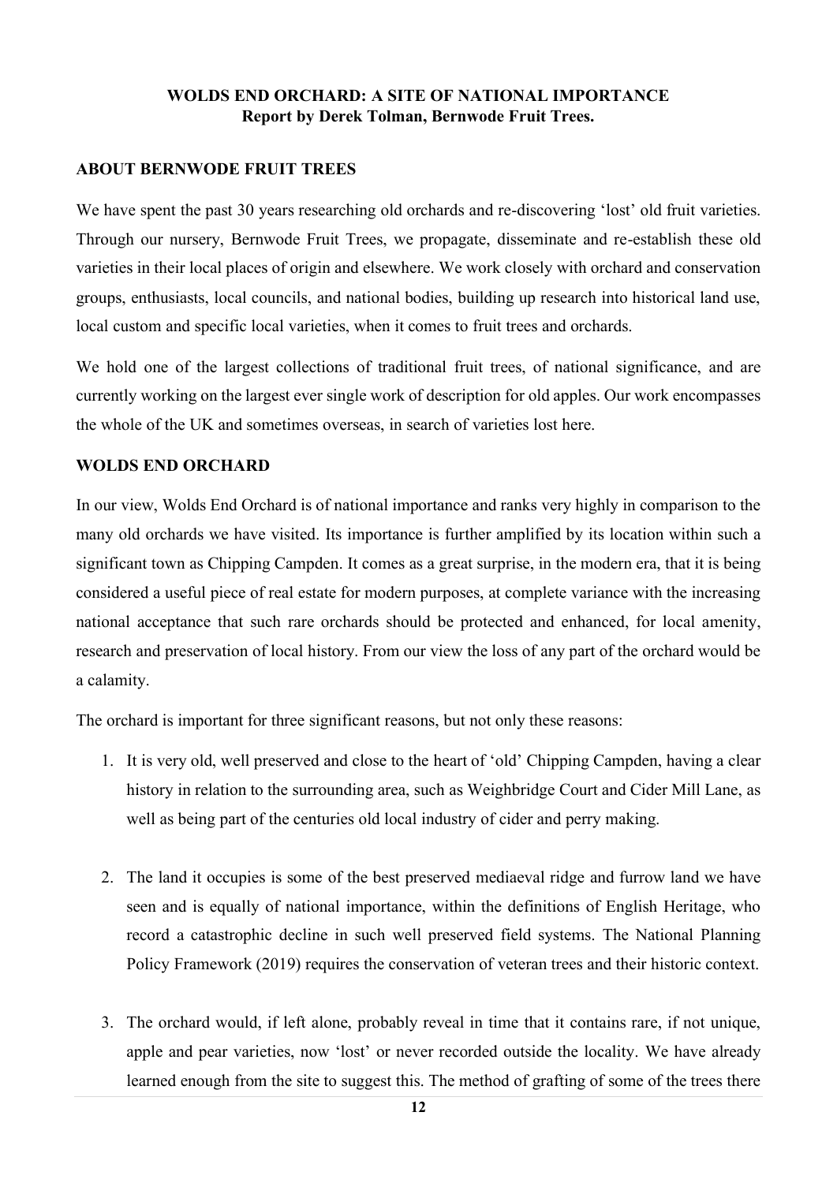**WOLDS END ORCHARD: A SITE OF NATIONAL IMPORTANCE**
**Report by Derek Tolman, Bernwode Fruit Trees.**

## ABOUT BERNWODE FRUIT TREES

We have spent the past 30 years researching old orchards and re-discovering 'lost' old fruit varieties. Through our nursery, Bernwode Fruit Trees, we propagate, disseminate and re-establish these old varieties in their local places of origin and elsewhere. We work closely with orchard and conservation groups, enthusiasts, local councils, and national bodies, building up research into historical land use, local custom and specific local varieties, when it comes to fruit trees and orchards.

We hold one of the largest collections of traditional fruit trees, of national significance, and are currently working on the largest ever single work of description for old apples. Our work encompasses the whole of the UK and sometimes overseas, in search of varieties lost here.

## WOLDS END ORCHARD

In our view, Wolds End Orchard is of national importance and ranks very highly in comparison to the many old orchards we have visited. Its importance is further amplified by its location within such a significant town as Chipping Campden. It comes as a great surprise, in the modern era, that it is being considered a useful piece of real estate for modern purposes, at complete variance with the increasing national acceptance that such rare orchards should be protected and enhanced, for local amenity, research and preservation of local history. From our view the loss of any part of the orchard would be a calamity.

The orchard is important for three significant reasons, but not only these reasons:

1. It is very old, well preserved and close to the heart of 'old' Chipping Campden, having a clear history in relation to the surrounding area, such as Weighbridge Court and Cider Mill Lane, as well as being part of the centuries old local industry of cider and perry making.

2. The land it occupies is some of the best preserved mediaeval ridge and furrow land we have seen and is equally of national importance, within the definitions of English Heritage, who record a catastrophic decline in such well preserved field systems. The National Planning Policy Framework (2019) requires the conservation of veteran trees and their historic context.

3. The orchard would, if left alone, probably reveal in time that it contains rare, if not unique, apple and pear varieties, now 'lost' or never recorded outside the locality. We have already learned enough from the site to suggest this. The method of grafting of some of the trees there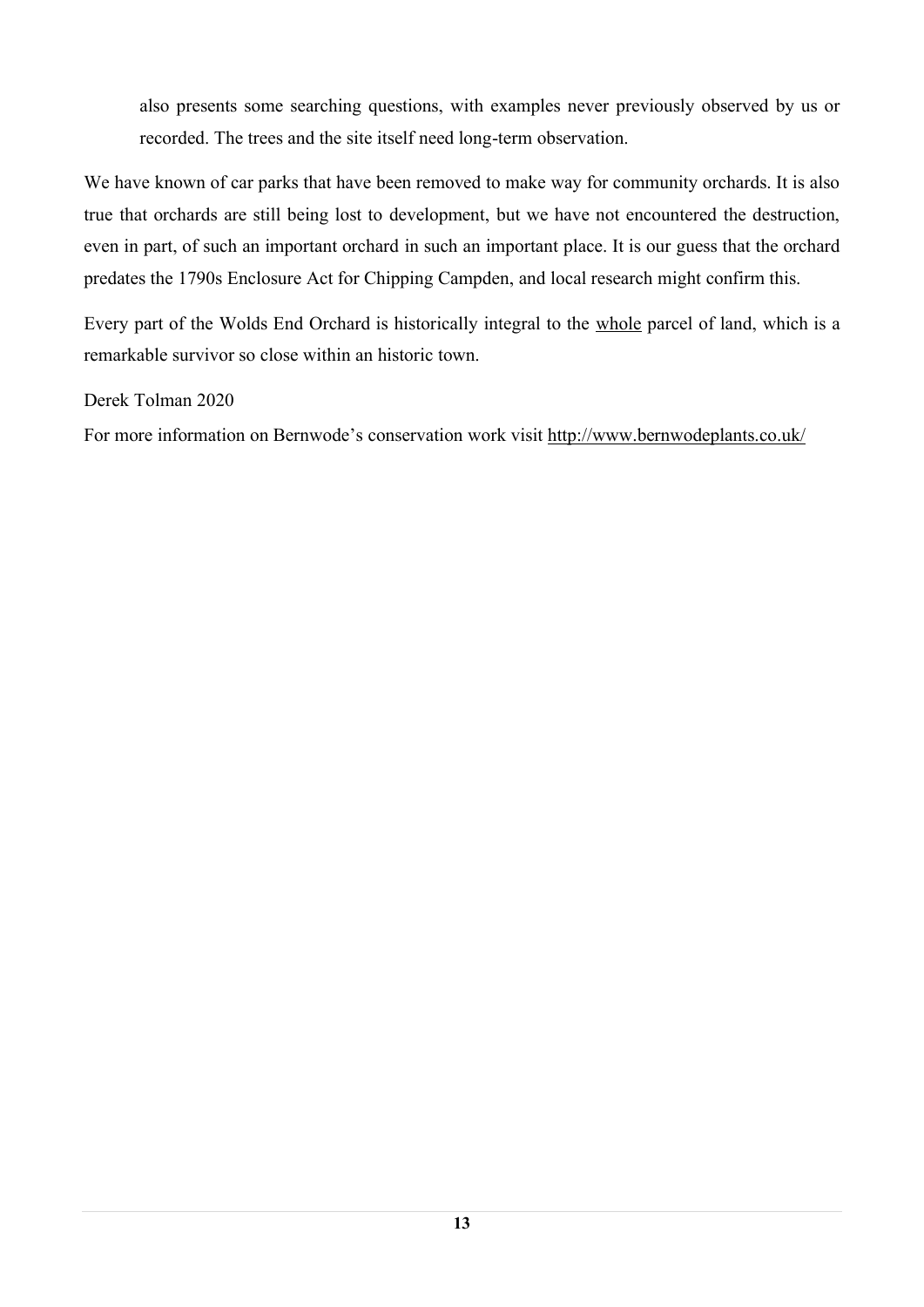also presents some searching questions, with examples never previously observed by us or recorded. The trees and the site itself need long-term observation.

We have known of car parks that have been removed to make way for community orchards. It is also true that orchards are still being lost to development, but we have not encountered the destruction, even in part, of such an important orchard in such an important place. It is our guess that the orchard predates the 1790s Enclosure Act for Chipping Campden, and local research might confirm this.

Every part of the Wolds End Orchard is historically integral to the whole parcel of land, which is a remarkable survivor so close within an historic town.

Derek Tolman 2020

For more information on Bernwode's conservation work visit http://www.bernwodeplants.co.uk/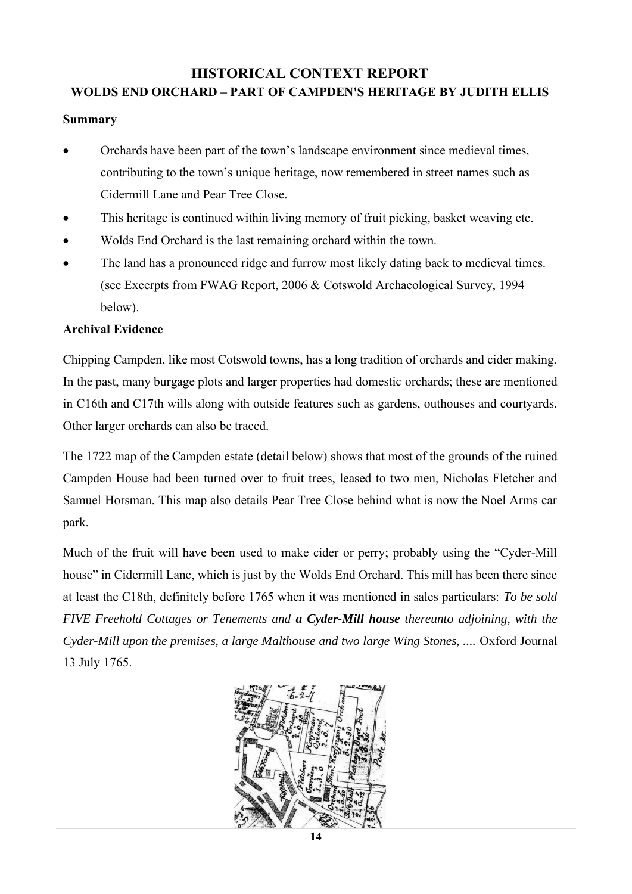# HISTORICAL CONTEXT REPORT

## WOLDS END ORCHARD – PART OF CAMPDEN'S HERITAGE BY JUDITH ELLIS

**Summary**

- Orchards have been part of the town's landscape environment since medieval times, contributing to the town's unique heritage, now remembered in street names such as Cidermill Lane and Pear Tree Close.
- This heritage is continued within living memory of fruit picking, basket weaving etc.
- Wolds End Orchard is the last remaining orchard within the town.
- The land has a pronounced ridge and furrow most likely dating back to medieval times. (see Excerpts from FWAG Report, 2006 & Cotswold Archaeological Survey, 1994 below).

**Archival Evidence**

Chipping Campden, like most Cotswold towns, has a long tradition of orchards and cider making. In the past, many burgage plots and larger properties had domestic orchards; these are mentioned in C16th and C17th wills along with outside features such as gardens, outhouses and courtyards. Other larger orchards can also be traced.

The 1722 map of the Campden estate (detail below) shows that most of the grounds of the ruined Campden House had been turned over to fruit trees, leased to two men, Nicholas Fletcher and Samuel Horsman. This map also details Pear Tree Close behind what is now the Noel Arms car park.

Much of the fruit will have been used to make cider or perry; probably using the "Cyder-Mill house" in Cidermill Lane, which is just by the Wolds End Orchard. This mill has been there since at least the C18th, definitely before 1765 when it was mentioned in sales particulars: *To be sold FIVE Freehold Cottages or Tenements and **a Cyder-Mill house** thereunto adjoining, with the Cyder-Mill upon the premises, a large Malthouse and two large Wing Stones, ....* Oxford Journal 13 July 1765.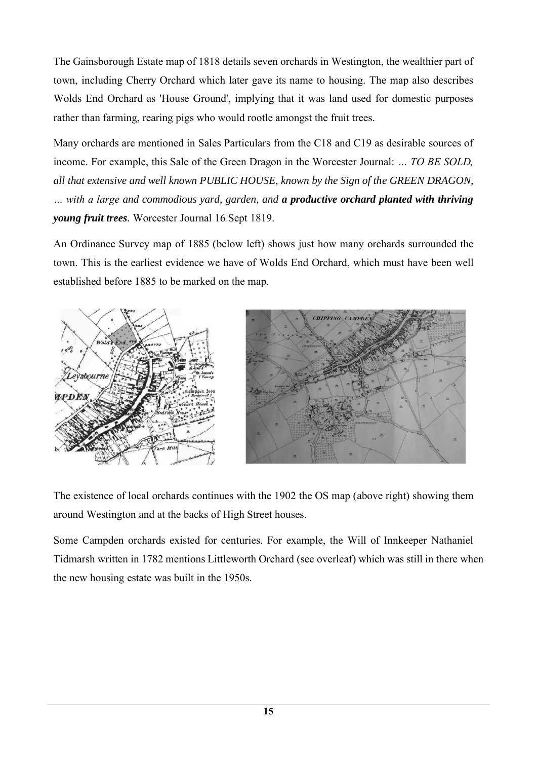The Gainsborough Estate map of 1818 details seven orchards in Westington, the wealthier part of town, including Cherry Orchard which later gave its name to housing. The map also describes Wolds End Orchard as 'House Ground', implying that it was land used for domestic purposes rather than farming, rearing pigs who would rootle amongst the fruit trees.

Many orchards are mentioned in Sales Particulars from the C18 and C19 as desirable sources of income. For example, this Sale of the Green Dragon in the Worcester Journal: *... TO BE SOLD, all that extensive and well known PUBLIC HOUSE, known by the Sign of the GREEN DRAGON, … with a large and commodious yard, garden, and* ***a productive orchard planted with thriving young fruit trees****.* Worcester Journal 16 Sept 1819.

An Ordinance Survey map of 1885 (below left) shows just how many orchards surrounded the town. This is the earliest evidence we have of Wolds End Orchard, which must have been well established before 1885 to be marked on the map.

The existence of local orchards continues with the 1902 the OS map (above right) showing them around Westington and at the backs of High Street houses.

Some Campden orchards existed for centuries. For example, the Will of Innkeeper Nathaniel Tidmarsh written in 1782 mentions Littleworth Orchard (see overleaf) which was still in there when the new housing estate was built in the 1950s.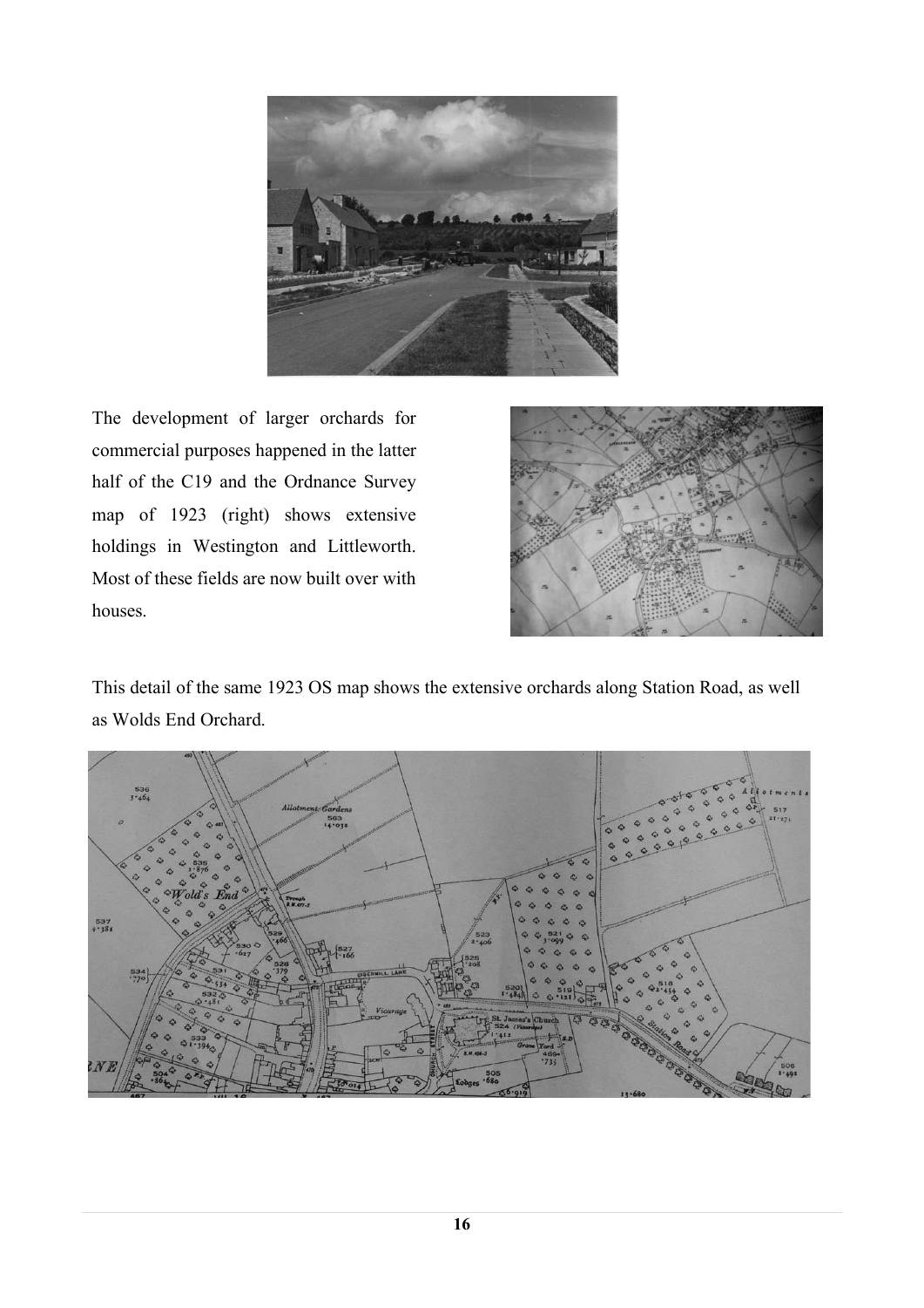The development of larger orchards for commercial purposes happened in the latter half of the C19 and the Ordnance Survey map of 1923 (right) shows extensive holdings in Westington and Littleworth. Most of these fields are now built over with houses.

This detail of the same 1923 OS map shows the extensive orchards along Station Road, as well as Wolds End Orchard.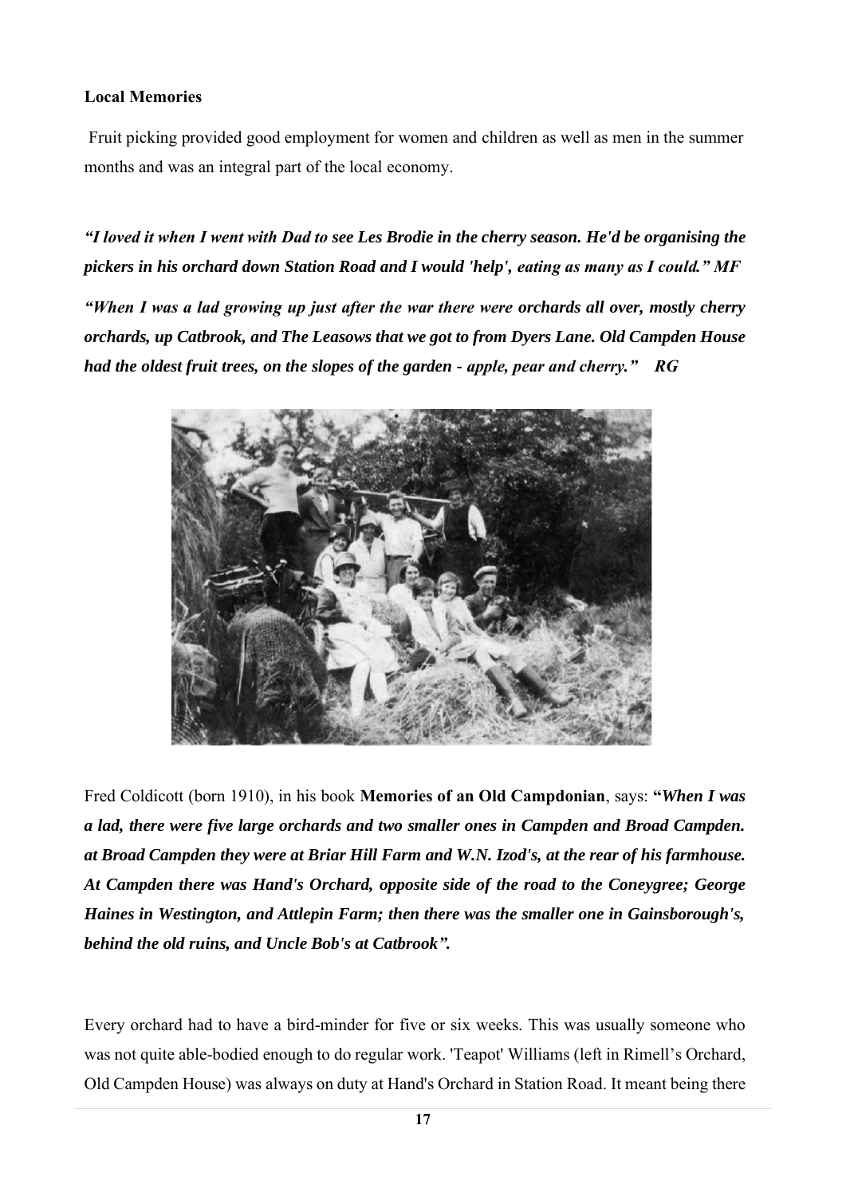**Local Memories**

Fruit picking provided good employment for women and children as well as men in the summer months and was an integral part of the local economy.

***"I loved it when I went with Dad to see Les Brodie in the cherry season. He'd be organising the pickers in his orchard down Station Road and I would 'help', eating as many as I could." MF***

***"When I was a lad growing up just after the war there were orchards all over, mostly cherry orchards, up Catbrook, and The Leasows that we got to from Dyers Lane. Old Campden House had the oldest fruit trees, on the slopes of the garden - apple, pear and cherry."   RG***

Fred Coldicott (born 1910), in his book **Memories of an Old Campdonian**, says: **"*When I was a lad, there were five large orchards and two smaller ones in Campden and Broad Campden. at Broad Campden they were at Briar Hill Farm and W.N. Izod's, at the rear of his farmhouse. At Campden there was Hand's Orchard, opposite side of the road to the Coneygree; George Haines in Westington, and Attlepin Farm; then there was the smaller one in Gainsborough's, behind the old ruins, and Uncle Bob's at Catbrook".***

Every orchard had to have a bird-minder for five or six weeks. This was usually someone who was not quite able-bodied enough to do regular work. 'Teapot' Williams (left in Rimell's Orchard, Old Campden House) was always on duty at Hand's Orchard in Station Road. It meant being there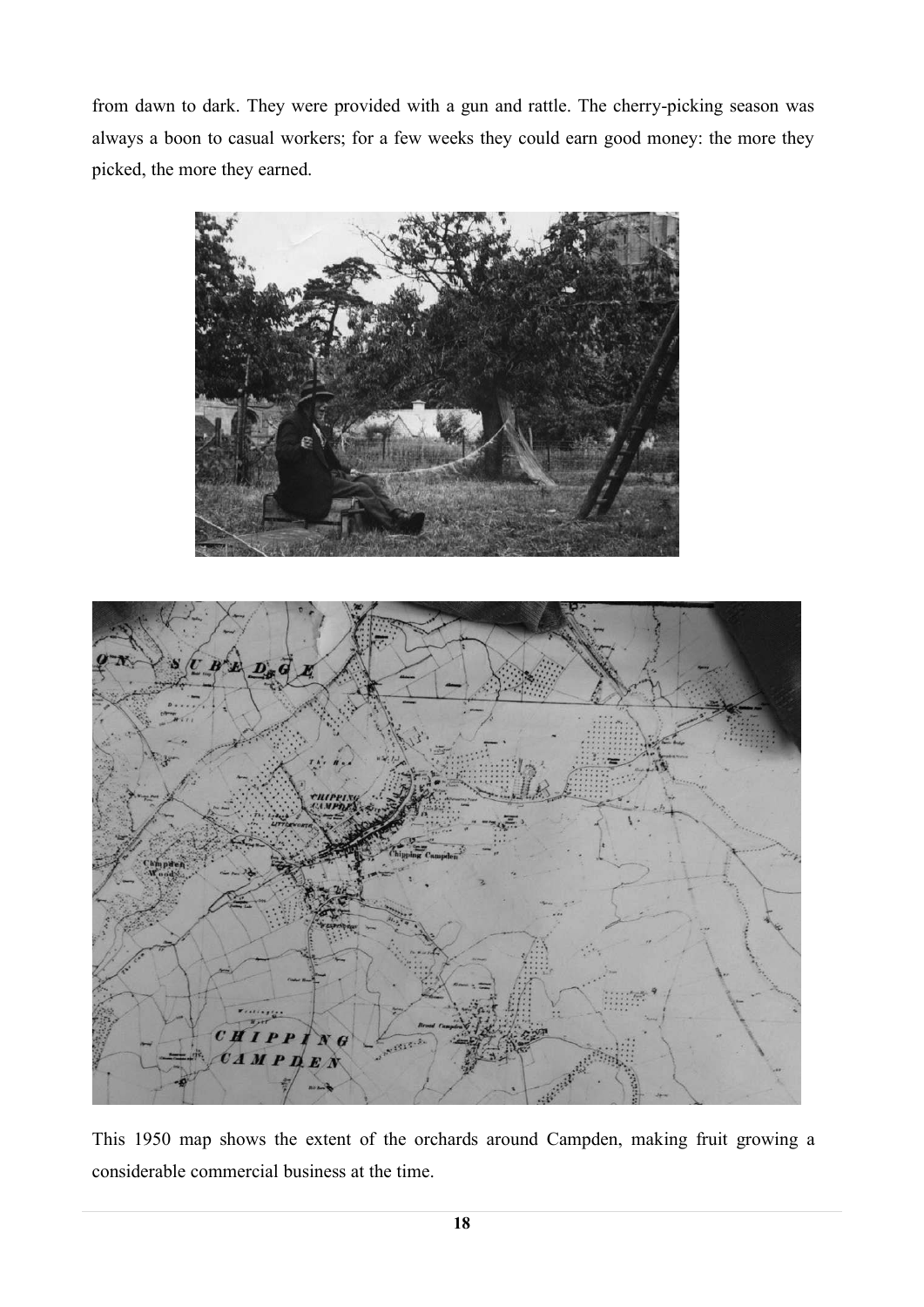from dawn to dark. They were provided with a gun and rattle. The cherry-picking season was always a boon to casual workers; for a few weeks they could earn good money: the more they picked, the more they earned.

This 1950 map shows the extent of the orchards around Campden, making fruit growing a considerable commercial business at the time.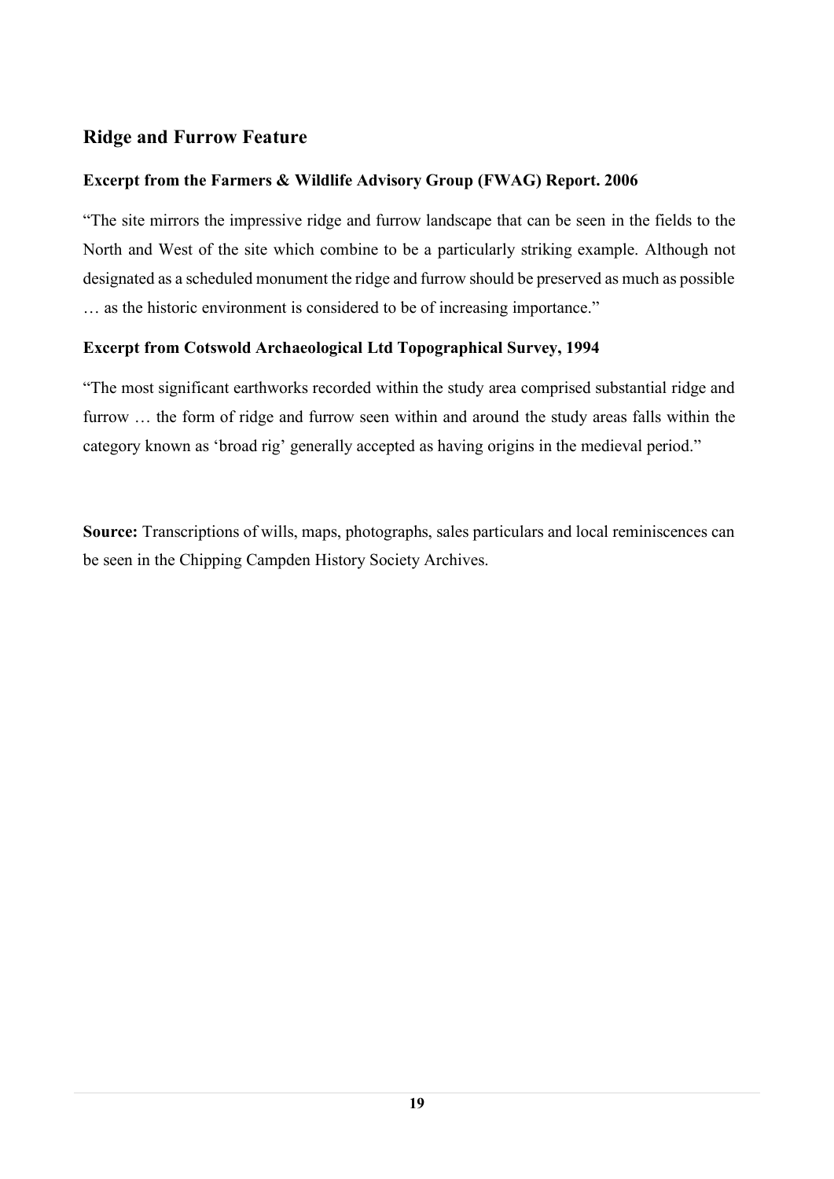## Ridge and Furrow Feature

### Excerpt from the Farmers & Wildlife Advisory Group (FWAG) Report. 2006

“The site mirrors the impressive ridge and furrow landscape that can be seen in the fields to the North and West of the site which combine to be a particularly striking example. Although not designated as a scheduled monument the ridge and furrow should be preserved as much as possible … as the historic environment is considered to be of increasing importance.”

### Excerpt from Cotswold Archaeological Ltd Topographical Survey, 1994

“The most significant earthworks recorded within the study area comprised substantial ridge and furrow … the form of ridge and furrow seen within and around the study areas falls within the category known as ‘broad rig’ generally accepted as having origins in the medieval period.”

**Source:** Transcriptions of wills, maps, photographs, sales particulars and local reminiscences can be seen in the Chipping Campden History Society Archives.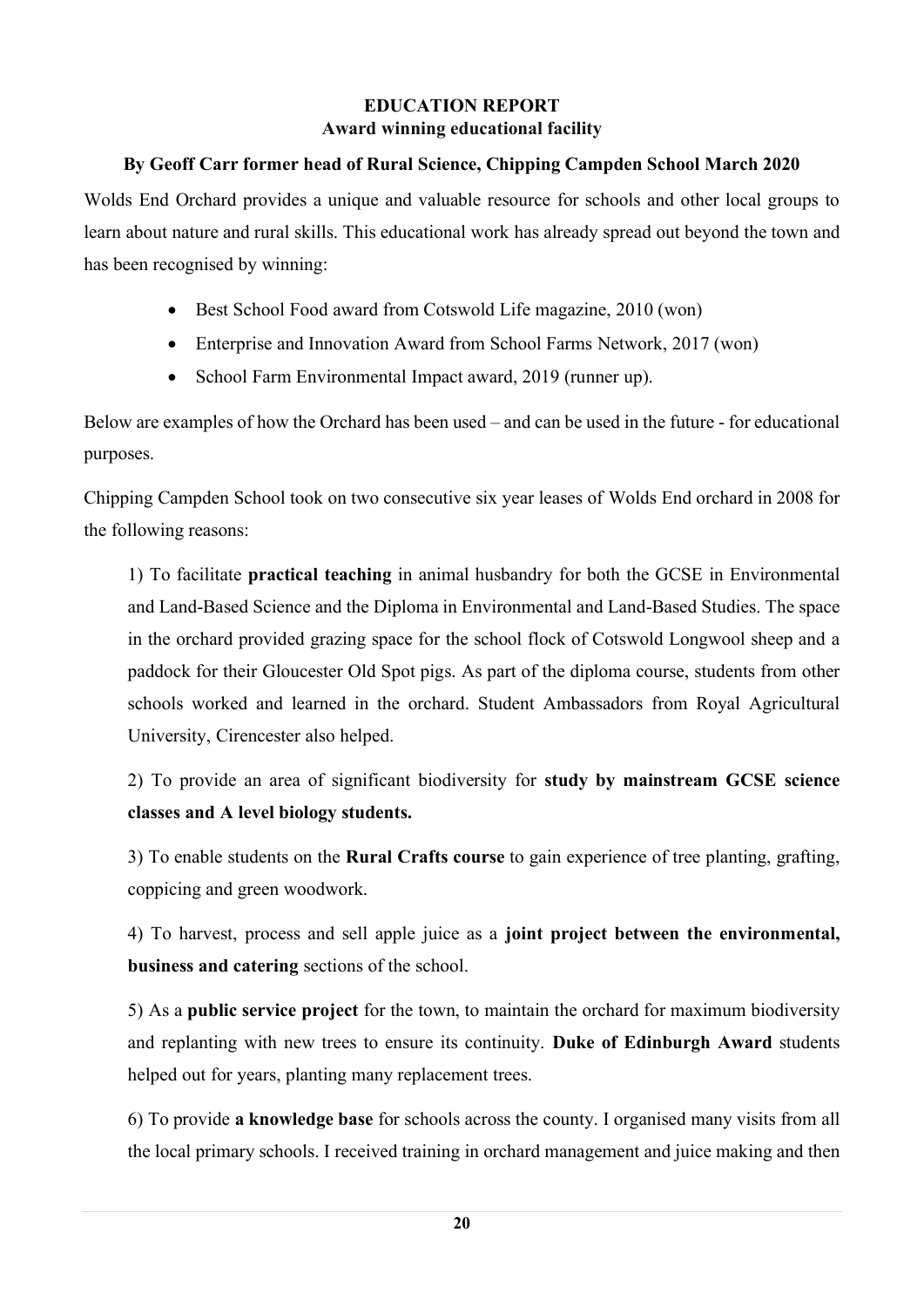# EDUCATION REPORT

## Award winning educational facility

### By Geoff Carr former head of Rural Science, Chipping Campden School March 2020

Wolds End Orchard provides a unique and valuable resource for schools and other local groups to learn about nature and rural skills. This educational work has already spread out beyond the town and has been recognised by winning:

- Best School Food award from Cotswold Life magazine, 2010 (won)
- Enterprise and Innovation Award from School Farms Network, 2017 (won)
- School Farm Environmental Impact award, 2019 (runner up).

Below are examples of how the Orchard has been used – and can be used in the future - for educational purposes.

Chipping Campden School took on two consecutive six year leases of Wolds End orchard in 2008 for the following reasons:

1) To facilitate **practical teaching** in animal husbandry for both the GCSE in Environmental and Land-Based Science and the Diploma in Environmental and Land-Based Studies. The space in the orchard provided grazing space for the school flock of Cotswold Longwool sheep and a paddock for their Gloucester Old Spot pigs. As part of the diploma course, students from other schools worked and learned in the orchard. Student Ambassadors from Royal Agricultural University, Cirencester also helped.

2) To provide an area of significant biodiversity for **study by mainstream GCSE science classes and A level biology students.**

3) To enable students on the **Rural Crafts course** to gain experience of tree planting, grafting, coppicing and green woodwork.

4) To harvest, process and sell apple juice as a **joint project between the environmental, business and catering** sections of the school.

5) As a **public service project** for the town, to maintain the orchard for maximum biodiversity and replanting with new trees to ensure its continuity. **Duke of Edinburgh Award** students helped out for years, planting many replacement trees.

6) To provide **a knowledge base** for schools across the county. I organised many visits from all the local primary schools. I received training in orchard management and juice making and then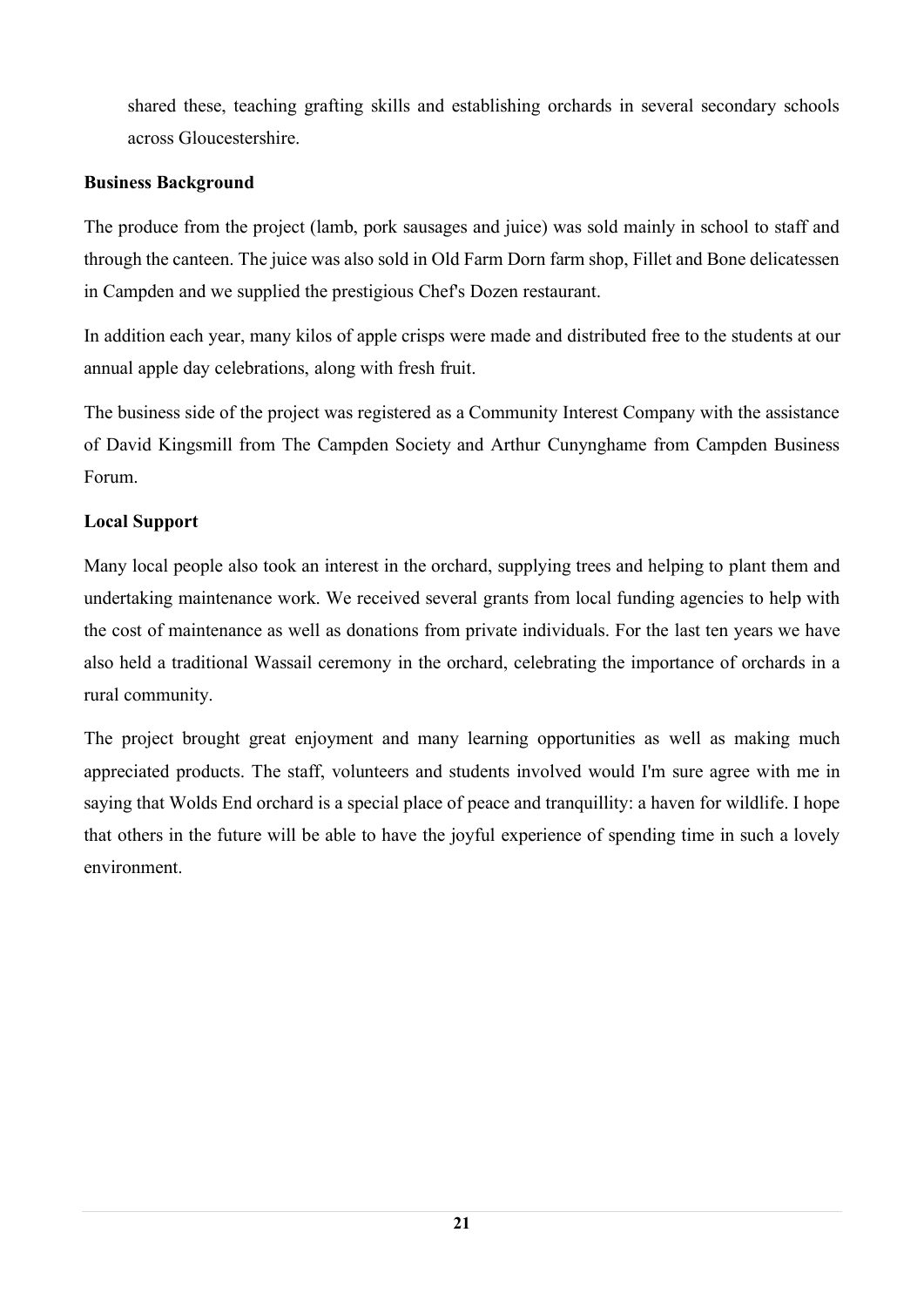shared these, teaching grafting skills and establishing orchards in several secondary schools across Gloucestershire.

**Business Background**

The produce from the project (lamb, pork sausages and juice) was sold mainly in school to staff and through the canteen. The juice was also sold in Old Farm Dorn farm shop, Fillet and Bone delicatessen in Campden and we supplied the prestigious Chef's Dozen restaurant.

In addition each year, many kilos of apple crisps were made and distributed free to the students at our annual apple day celebrations, along with fresh fruit.

The business side of the project was registered as a Community Interest Company with the assistance of David Kingsmill from The Campden Society and Arthur Cunynghame from Campden Business Forum.

**Local Support**

Many local people also took an interest in the orchard, supplying trees and helping to plant them and undertaking maintenance work. We received several grants from local funding agencies to help with the cost of maintenance as well as donations from private individuals. For the last ten years we have also held a traditional Wassail ceremony in the orchard, celebrating the importance of orchards in a rural community.

The project brought great enjoyment and many learning opportunities as well as making much appreciated products. The staff, volunteers and students involved would I'm sure agree with me in saying that Wolds End orchard is a special place of peace and tranquillity: a haven for wildlife. I hope that others in the future will be able to have the joyful experience of spending time in such a lovely environment.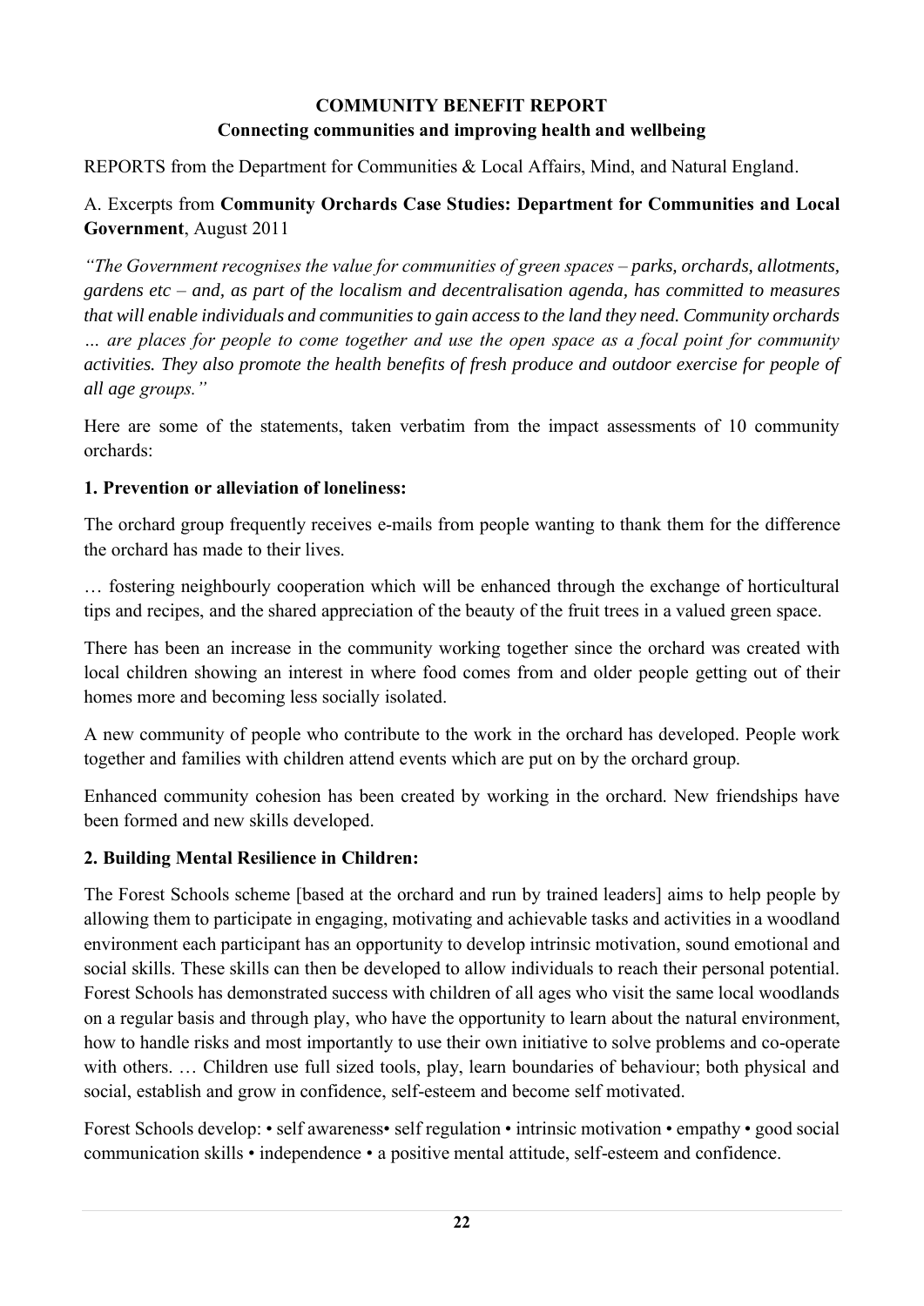**COMMUNITY BENEFIT REPORT**
**Connecting communities and improving health and wellbeing**

REPORTS from the Department for Communities & Local Affairs, Mind, and Natural England.

A. Excerpts from **Community Orchards Case Studies: Department for Communities and Local Government**, August 2011

*"The Government recognises the value for communities of green spaces – parks, orchards, allotments, gardens etc – and, as part of the localism and decentralisation agenda, has committed to measures that will enable individuals and communities to gain access to the land they need. Community orchards … are places for people to come together and use the open space as a focal point for community activities. They also promote the health benefits of fresh produce and outdoor exercise for people of all age groups."*

Here are some of the statements, taken verbatim from the impact assessments of 10 community orchards:

**1. Prevention or alleviation of loneliness:**

The orchard group frequently receives e-mails from people wanting to thank them for the difference the orchard has made to their lives.

… fostering neighbourly cooperation which will be enhanced through the exchange of horticultural tips and recipes, and the shared appreciation of the beauty of the fruit trees in a valued green space.

There has been an increase in the community working together since the orchard was created with local children showing an interest in where food comes from and older people getting out of their homes more and becoming less socially isolated.

A new community of people who contribute to the work in the orchard has developed. People work together and families with children attend events which are put on by the orchard group.

Enhanced community cohesion has been created by working in the orchard. New friendships have been formed and new skills developed.

**2. Building Mental Resilience in Children:**

The Forest Schools scheme [based at the orchard and run by trained leaders] aims to help people by allowing them to participate in engaging, motivating and achievable tasks and activities in a woodland environment each participant has an opportunity to develop intrinsic motivation, sound emotional and social skills. These skills can then be developed to allow individuals to reach their personal potential. Forest Schools has demonstrated success with children of all ages who visit the same local woodlands on a regular basis and through play, who have the opportunity to learn about the natural environment, how to handle risks and most importantly to use their own initiative to solve problems and co-operate with others. … Children use full sized tools, play, learn boundaries of behaviour; both physical and social, establish and grow in confidence, self-esteem and become self motivated.

Forest Schools develop: • self awareness• self regulation • intrinsic motivation • empathy • good social communication skills • independence • a positive mental attitude, self-esteem and confidence.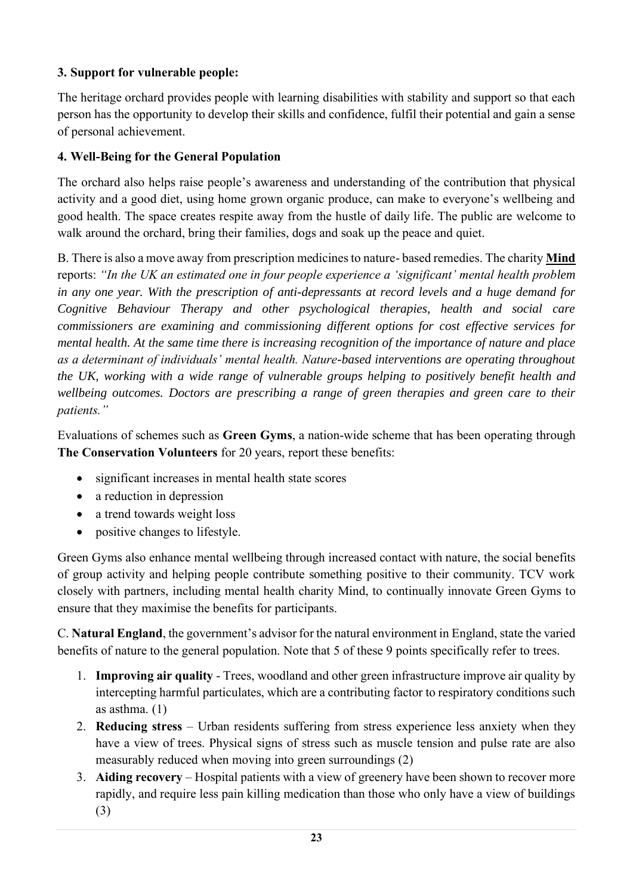**3. Support for vulnerable people:**

The heritage orchard provides people with learning disabilities with stability and support so that each person has the opportunity to develop their skills and confidence, fulfil their potential and gain a sense of personal achievement.

**4. Well-Being for the General Population**

The orchard also helps raise people's awareness and understanding of the contribution that physical activity and a good diet, using home grown organic produce, can make to everyone's wellbeing and good health. The space creates respite away from the hustle of daily life. The public are welcome to walk around the orchard, bring their families, dogs and soak up the peace and quiet.

B. There is also a move away from prescription medicines to nature- based remedies. The charity **Mind** reports: *"In the UK an estimated one in four people experience a 'significant' mental health problem in any one year. With the prescription of anti-depressants at record levels and a huge demand for Cognitive Behaviour Therapy and other psychological therapies, health and social care commissioners are examining and commissioning different options for cost effective services for mental health. At the same time there is increasing recognition of the importance of nature and place as a determinant of individuals' mental health. Nature-based interventions are operating throughout the UK, working with a wide range of vulnerable groups helping to positively benefit health and wellbeing outcomes. Doctors are prescribing a range of green therapies and green care to their patients."*

Evaluations of schemes such as **Green Gyms**, a nation-wide scheme that has been operating through **The Conservation Volunteers** for 20 years, report these benefits:

- significant increases in mental health state scores
- a reduction in depression
- a trend towards weight loss
- positive changes to lifestyle.

Green Gyms also enhance mental wellbeing through increased contact with nature, the social benefits of group activity and helping people contribute something positive to their community. TCV work closely with partners, including mental health charity Mind, to continually innovate Green Gyms to ensure that they maximise the benefits for participants.

C. **Natural England**, the government's advisor for the natural environment in England, state the varied benefits of nature to the general population. Note that 5 of these 9 points specifically refer to trees.

1. **Improving air quality** - Trees, woodland and other green infrastructure improve air quality by intercepting harmful particulates, which are a contributing factor to respiratory conditions such as asthma. (1)
2. **Reducing stress** – Urban residents suffering from stress experience less anxiety when they have a view of trees. Physical signs of stress such as muscle tension and pulse rate are also measurably reduced when moving into green surroundings (2)
3. **Aiding recovery** – Hospital patients with a view of greenery have been shown to recover more rapidly, and require less pain killing medication than those who only have a view of buildings (3)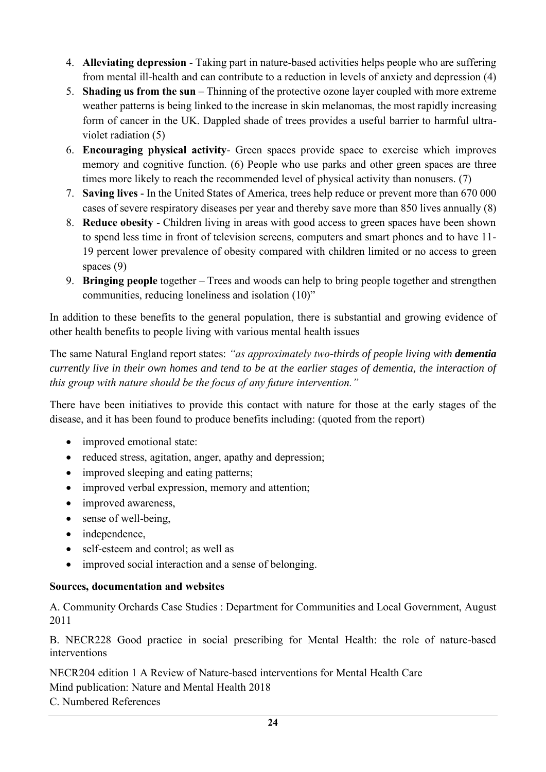4. **Alleviating depression** - Taking part in nature-based activities helps people who are suffering from mental ill-health and can contribute to a reduction in levels of anxiety and depression (4)
5. **Shading us from the sun** – Thinning of the protective ozone layer coupled with more extreme weather patterns is being linked to the increase in skin melanomas, the most rapidly increasing form of cancer in the UK. Dappled shade of trees provides a useful barrier to harmful ultra-violet radiation (5)
6. **Encouraging physical activity**- Green spaces provide space to exercise which improves memory and cognitive function. (6) People who use parks and other green spaces are three times more likely to reach the recommended level of physical activity than nonusers. (7)
7. **Saving lives** - In the United States of America, trees help reduce or prevent more than 670 000 cases of severe respiratory diseases per year and thereby save more than 850 lives annually (8)
8. **Reduce obesity** - Children living in areas with good access to green spaces have been shown to spend less time in front of television screens, computers and smart phones and to have 11-19 percent lower prevalence of obesity compared with children limited or no access to green spaces (9)
9. **Bringing people** together – Trees and woods can help to bring people together and strengthen communities, reducing loneliness and isolation (10)"

In addition to these benefits to the general population, there is substantial and growing evidence of other health benefits to people living with various mental health issues

The same Natural England report states: *"as approximately two-thirds of people living with **dementia** currently live in their own homes and tend to be at the earlier stages of dementia, the interaction of this group with nature should be the focus of any future intervention."*

There have been initiatives to provide this contact with nature for those at the early stages of the disease, and it has been found to produce benefits including: (quoted from the report)

- improved emotional state:
- reduced stress, agitation, anger, apathy and depression;
- improved sleeping and eating patterns;
- improved verbal expression, memory and attention;
- improved awareness,
- sense of well-being,
- independence,
- self-esteem and control; as well as
- improved social interaction and a sense of belonging.

**Sources, documentation and websites**

A. Community Orchards Case Studies : Department for Communities and Local Government, August 2011

B. NECR228 Good practice in social prescribing for Mental Health: the role of nature-based interventions

NECR204 edition 1 A Review of Nature-based interventions for Mental Health Care
Mind publication: Nature and Mental Health 2018
C. Numbered References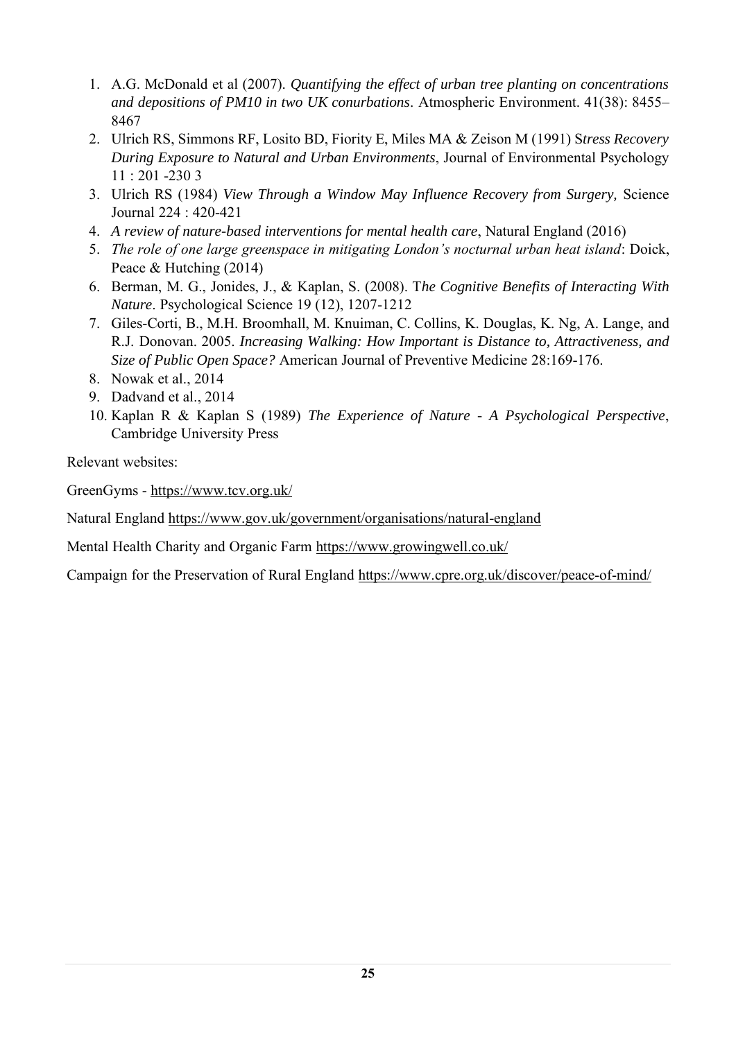1. A.G. McDonald et al (2007). *Quantifying the effect of urban tree planting on concentrations and depositions of PM10 in two UK conurbations*. Atmospheric Environment. 41(38): 8455–8467
2. Ulrich RS, Simmons RF, Losito BD, Fiority E, Miles MA & Zeison M (1991) S*tress Recovery During Exposure to Natural and Urban Environments*, Journal of Environmental Psychology 11 : 201 -230 3
3. Ulrich RS (1984) *View Through a Window May Influence Recovery from Surgery,* Science Journal 224 : 420-421
4. *A review of nature-based interventions for mental health care*, Natural England (2016)
5. *The role of one large greenspace in mitigating London's nocturnal urban heat island*: Doick, Peace & Hutching (2014)
6. Berman, M. G., Jonides, J., & Kaplan, S. (2008). T*he Cognitive Benefits of Interacting With Nature*. Psychological Science 19 (12), 1207-1212
7. Giles-Corti, B., M.H. Broomhall, M. Knuiman, C. Collins, K. Douglas, K. Ng, A. Lange, and R.J. Donovan. 2005. *Increasing Walking: How Important is Distance to, Attractiveness, and Size of Public Open Space?* American Journal of Preventive Medicine 28:169-176.
8. Nowak et al., 2014
9. Dadvand et al., 2014
10. Kaplan R & Kaplan S (1989) *The Experience of Nature - A Psychological Perspective*, Cambridge University Press

Relevant websites:

GreenGyms - https://www.tcv.org.uk/

Natural England https://www.gov.uk/government/organisations/natural-england

Mental Health Charity and Organic Farm https://www.growingwell.co.uk/

Campaign for the Preservation of Rural England https://www.cpre.org.uk/discover/peace-of-mind/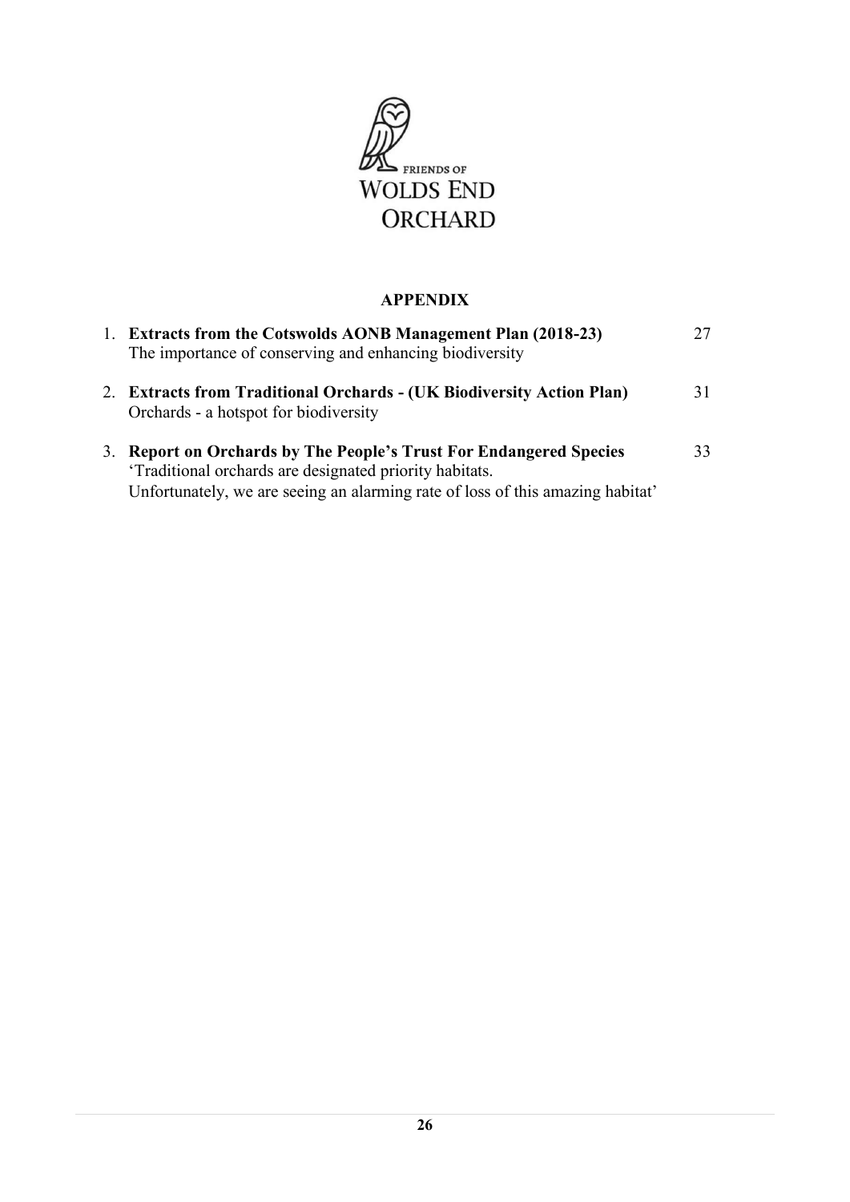FRIENDS OF
WOLDS END
ORCHARD

## APPENDIX

| | | |
|---|---|---|
| 1. | **Extracts from the Cotswolds AONB Management Plan (2018-23)**<br>The importance of conserving and enhancing biodiversity | 27 |
| 2. | **Extracts from Traditional Orchards - (UK Biodiversity Action Plan)**<br>Orchards - a hotspot for biodiversity | 31 |
| 3. | **Report on Orchards by The People's Trust For Endangered Species**<br>'Traditional orchards are designated priority habitats.<br>Unfortunately, we are seeing an alarming rate of loss of this amazing habitat' | 33 |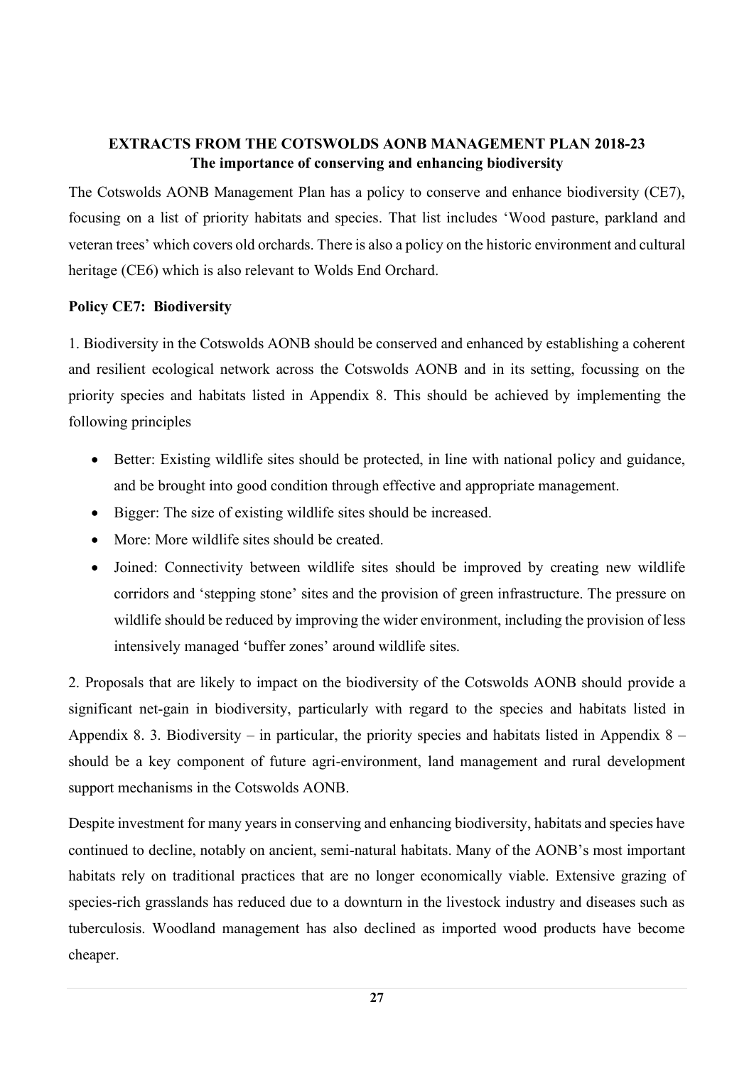## EXTRACTS FROM THE COTSWOLDS AONB MANAGEMENT PLAN 2018-23
### The importance of conserving and enhancing biodiversity

The Cotswolds AONB Management Plan has a policy to conserve and enhance biodiversity (CE7), focusing on a list of priority habitats and species. That list includes 'Wood pasture, parkland and veteran trees' which covers old orchards. There is also a policy on the historic environment and cultural heritage (CE6) which is also relevant to Wolds End Orchard.

**Policy CE7: Biodiversity**

1. Biodiversity in the Cotswolds AONB should be conserved and enhanced by establishing a coherent and resilient ecological network across the Cotswolds AONB and in its setting, focussing on the priority species and habitats listed in Appendix 8. This should be achieved by implementing the following principles

- Better: Existing wildlife sites should be protected, in line with national policy and guidance, and be brought into good condition through effective and appropriate management.
- Bigger: The size of existing wildlife sites should be increased.
- More: More wildlife sites should be created.
- Joined: Connectivity between wildlife sites should be improved by creating new wildlife corridors and 'stepping stone' sites and the provision of green infrastructure. The pressure on wildlife should be reduced by improving the wider environment, including the provision of less intensively managed 'buffer zones' around wildlife sites.

2. Proposals that are likely to impact on the biodiversity of the Cotswolds AONB should provide a significant net-gain in biodiversity, particularly with regard to the species and habitats listed in Appendix 8. 3. Biodiversity – in particular, the priority species and habitats listed in Appendix 8 – should be a key component of future agri-environment, land management and rural development support mechanisms in the Cotswolds AONB.

Despite investment for many years in conserving and enhancing biodiversity, habitats and species have continued to decline, notably on ancient, semi-natural habitats. Many of the AONB's most important habitats rely on traditional practices that are no longer economically viable. Extensive grazing of species-rich grasslands has reduced due to a downturn in the livestock industry and diseases such as tuberculosis. Woodland management has also declined as imported wood products have become cheaper.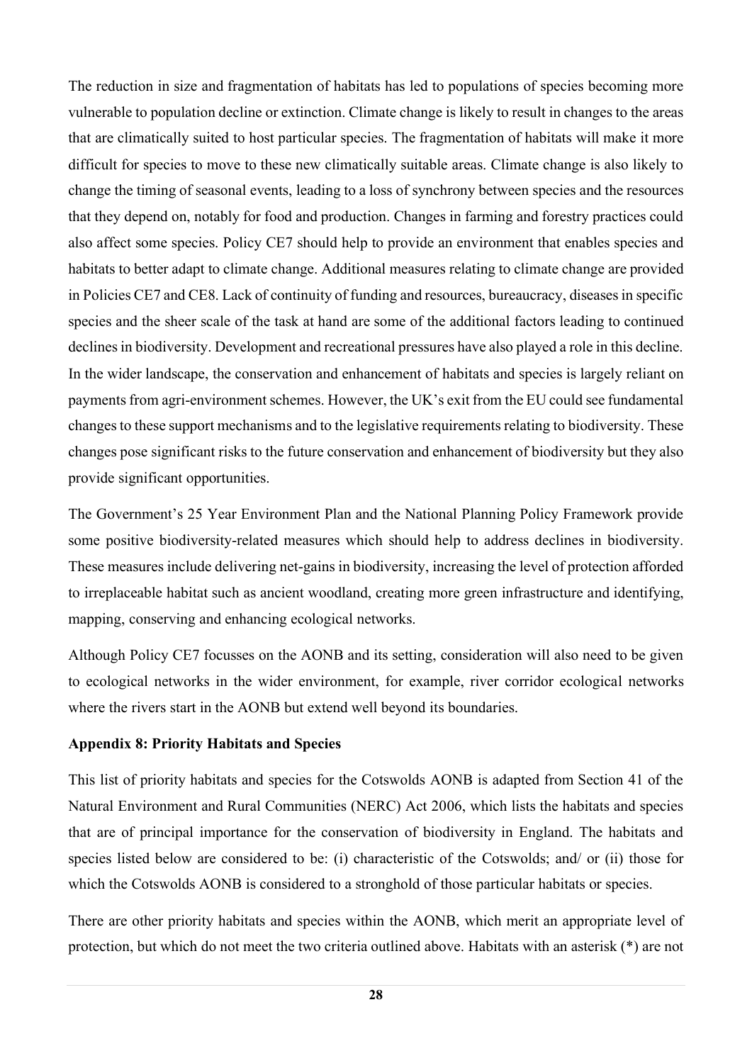The reduction in size and fragmentation of habitats has led to populations of species becoming more vulnerable to population decline or extinction. Climate change is likely to result in changes to the areas that are climatically suited to host particular species. The fragmentation of habitats will make it more difficult for species to move to these new climatically suitable areas. Climate change is also likely to change the timing of seasonal events, leading to a loss of synchrony between species and the resources that they depend on, notably for food and production. Changes in farming and forestry practices could also affect some species. Policy CE7 should help to provide an environment that enables species and habitats to better adapt to climate change. Additional measures relating to climate change are provided in Policies CE7 and CE8. Lack of continuity of funding and resources, bureaucracy, diseases in specific species and the sheer scale of the task at hand are some of the additional factors leading to continued declines in biodiversity. Development and recreational pressures have also played a role in this decline. In the wider landscape, the conservation and enhancement of habitats and species is largely reliant on payments from agri-environment schemes. However, the UK's exit from the EU could see fundamental changes to these support mechanisms and to the legislative requirements relating to biodiversity. These changes pose significant risks to the future conservation and enhancement of biodiversity but they also provide significant opportunities.

The Government's 25 Year Environment Plan and the National Planning Policy Framework provide some positive biodiversity-related measures which should help to address declines in biodiversity. These measures include delivering net-gains in biodiversity, increasing the level of protection afforded to irreplaceable habitat such as ancient woodland, creating more green infrastructure and identifying, mapping, conserving and enhancing ecological networks.

Although Policy CE7 focusses on the AONB and its setting, consideration will also need to be given to ecological networks in the wider environment, for example, river corridor ecological networks where the rivers start in the AONB but extend well beyond its boundaries.

## Appendix 8: Priority Habitats and Species

This list of priority habitats and species for the Cotswolds AONB is adapted from Section 41 of the Natural Environment and Rural Communities (NERC) Act 2006, which lists the habitats and species that are of principal importance for the conservation of biodiversity in England. The habitats and species listed below are considered to be: (i) characteristic of the Cotswolds; and/ or (ii) those for which the Cotswolds AONB is considered to a stronghold of those particular habitats or species.

There are other priority habitats and species within the AONB, which merit an appropriate level of protection, but which do not meet the two criteria outlined above. Habitats with an asterisk (*) are not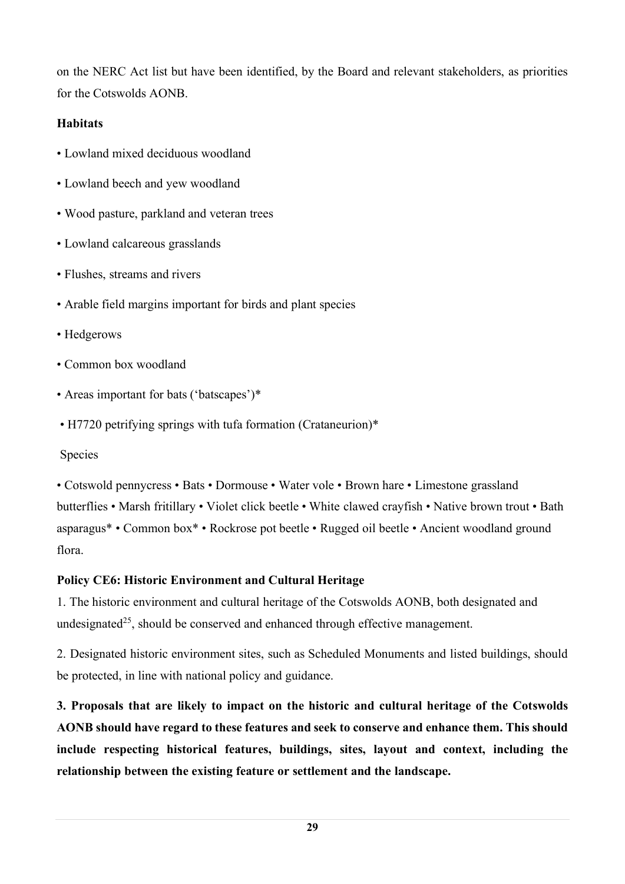on the NERC Act list but have been identified, by the Board and relevant stakeholders, as priorities for the Cotswolds AONB.

**Habitats**

- Lowland mixed deciduous woodland
- Lowland beech and yew woodland
- Wood pasture, parkland and veteran trees
- Lowland calcareous grasslands
- Flushes, streams and rivers
- Arable field margins important for birds and plant species
- Hedgerows
- Common box woodland
- Areas important for bats ('batscapes')*
- H7720 petrifying springs with tufa formation (Crataneurion)*

Species

• Cotswold pennycress • Bats • Dormouse • Water vole • Brown hare • Limestone grassland butterflies • Marsh fritillary • Violet click beetle • White clawed crayfish • Native brown trout • Bath asparagus* • Common box* • Rockrose pot beetle • Rugged oil beetle • Ancient woodland ground flora.

**Policy CE6: Historic Environment and Cultural Heritage**

1. The historic environment and cultural heritage of the Cotswolds AONB, both designated and undesignated[25], should be conserved and enhanced through effective management.

2. Designated historic environment sites, such as Scheduled Monuments and listed buildings, should be protected, in line with national policy and guidance.

**3. Proposals that are likely to impact on the historic and cultural heritage of the Cotswolds AONB should have regard to these features and seek to conserve and enhance them. This should include respecting historical features, buildings, sites, layout and context, including the relationship between the existing feature or settlement and the landscape.**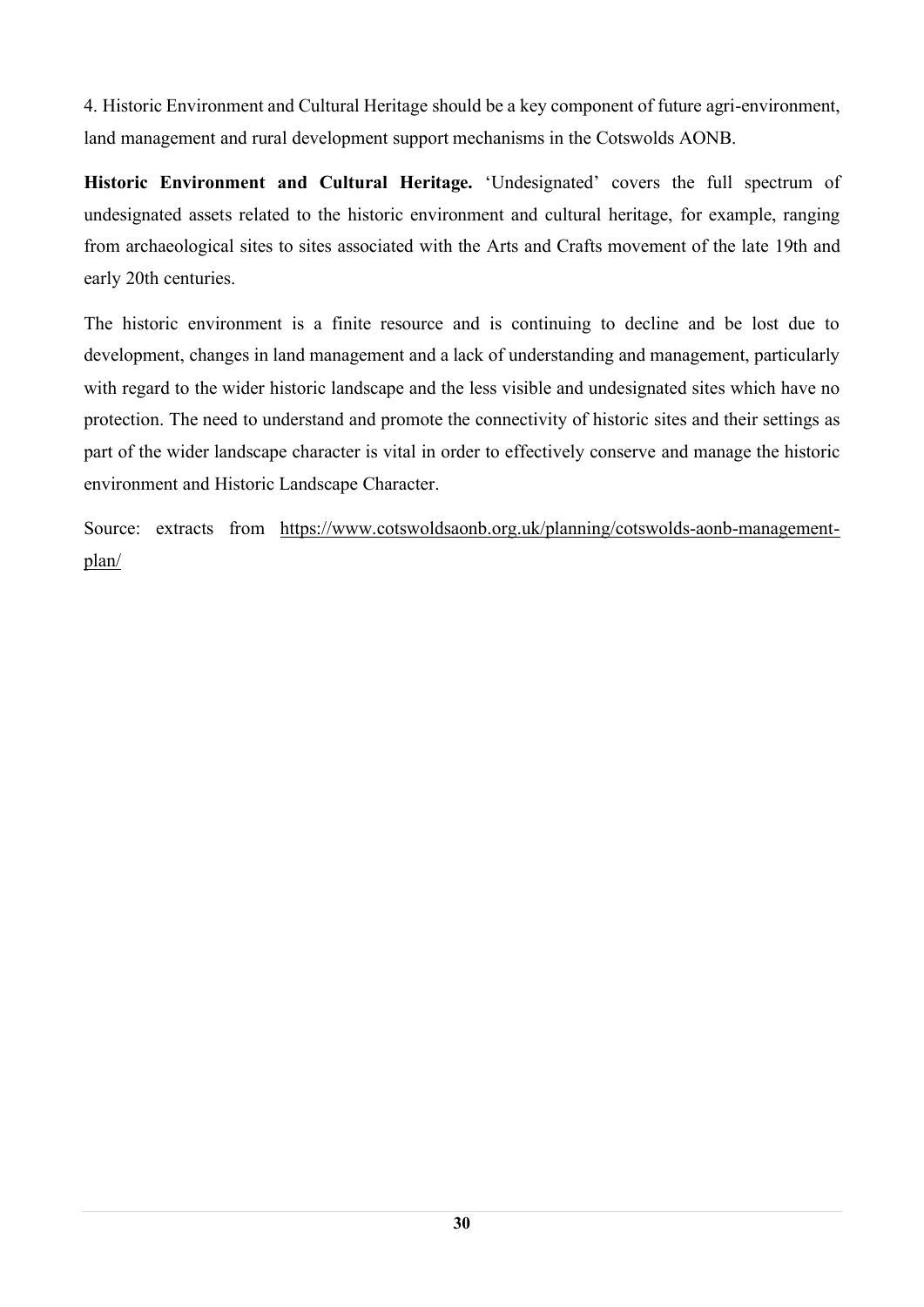4. Historic Environment and Cultural Heritage should be a key component of future agri-environment, land management and rural development support mechanisms in the Cotswolds AONB.

**Historic Environment and Cultural Heritage.** 'Undesignated' covers the full spectrum of undesignated assets related to the historic environment and cultural heritage, for example, ranging from archaeological sites to sites associated with the Arts and Crafts movement of the late 19th and early 20th centuries.

The historic environment is a finite resource and is continuing to decline and be lost due to development, changes in land management and a lack of understanding and management, particularly with regard to the wider historic landscape and the less visible and undesignated sites which have no protection. The need to understand and promote the connectivity of historic sites and their settings as part of the wider landscape character is vital in order to effectively conserve and manage the historic environment and Historic Landscape Character.

Source: extracts from https://www.cotswoldsaonb.org.uk/planning/cotswolds-aonb-management-plan/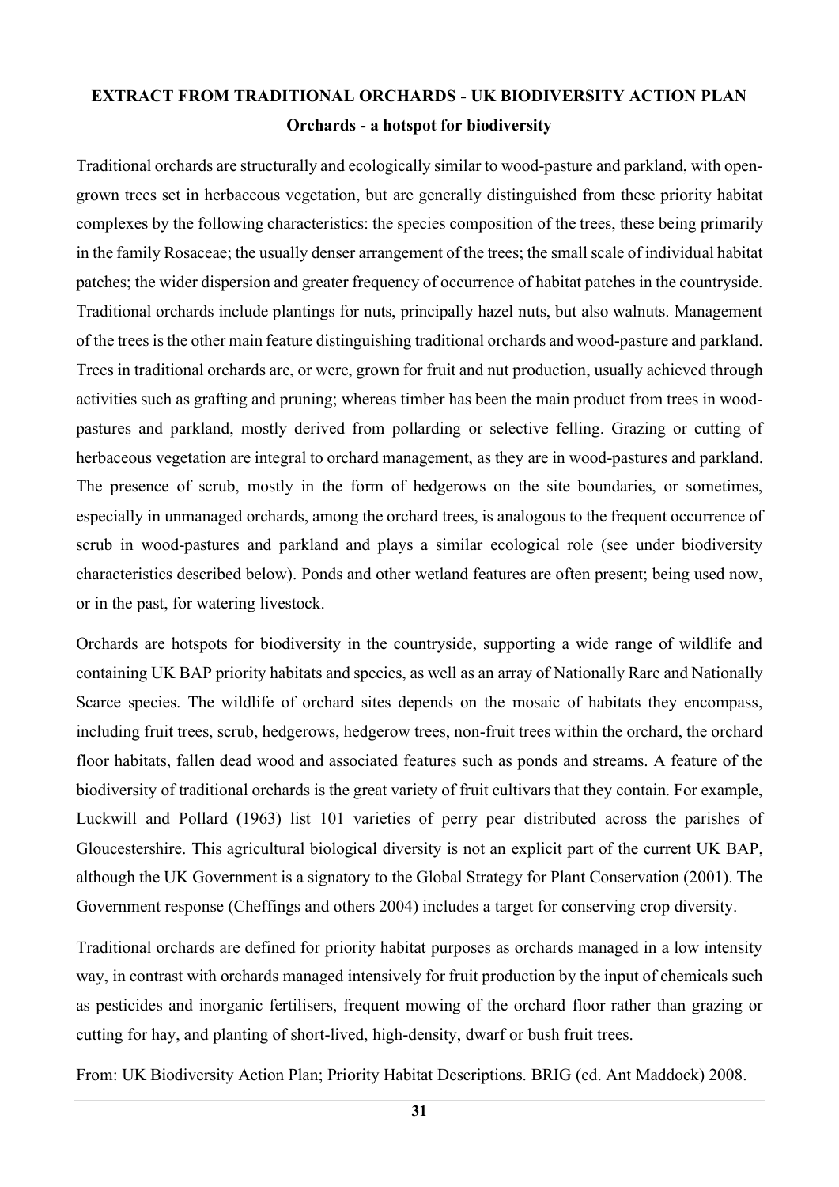# EXTRACT FROM TRADITIONAL ORCHARDS - UK BIODIVERSITY ACTION PLAN

## Orchards - a hotspot for biodiversity

Traditional orchards are structurally and ecologically similar to wood-pasture and parkland, with open-grown trees set in herbaceous vegetation, but are generally distinguished from these priority habitat complexes by the following characteristics: the species composition of the trees, these being primarily in the family Rosaceae; the usually denser arrangement of the trees; the small scale of individual habitat patches; the wider dispersion and greater frequency of occurrence of habitat patches in the countryside. Traditional orchards include plantings for nuts, principally hazel nuts, but also walnuts. Management of the trees is the other main feature distinguishing traditional orchards and wood-pasture and parkland. Trees in traditional orchards are, or were, grown for fruit and nut production, usually achieved through activities such as grafting and pruning; whereas timber has been the main product from trees in wood-pastures and parkland, mostly derived from pollarding or selective felling. Grazing or cutting of herbaceous vegetation are integral to orchard management, as they are in wood-pastures and parkland. The presence of scrub, mostly in the form of hedgerows on the site boundaries, or sometimes, especially in unmanaged orchards, among the orchard trees, is analogous to the frequent occurrence of scrub in wood-pastures and parkland and plays a similar ecological role (see under biodiversity characteristics described below). Ponds and other wetland features are often present; being used now, or in the past, for watering livestock.

Orchards are hotspots for biodiversity in the countryside, supporting a wide range of wildlife and containing UK BAP priority habitats and species, as well as an array of Nationally Rare and Nationally Scarce species. The wildlife of orchard sites depends on the mosaic of habitats they encompass, including fruit trees, scrub, hedgerows, hedgerow trees, non-fruit trees within the orchard, the orchard floor habitats, fallen dead wood and associated features such as ponds and streams. A feature of the biodiversity of traditional orchards is the great variety of fruit cultivars that they contain. For example, Luckwill and Pollard (1963) list 101 varieties of perry pear distributed across the parishes of Gloucestershire. This agricultural biological diversity is not an explicit part of the current UK BAP, although the UK Government is a signatory to the Global Strategy for Plant Conservation (2001). The Government response (Cheffings and others 2004) includes a target for conserving crop diversity.

Traditional orchards are defined for priority habitat purposes as orchards managed in a low intensity way, in contrast with orchards managed intensively for fruit production by the input of chemicals such as pesticides and inorganic fertilisers, frequent mowing of the orchard floor rather than grazing or cutting for hay, and planting of short-lived, high-density, dwarf or bush fruit trees.

From: UK Biodiversity Action Plan; Priority Habitat Descriptions. BRIG (ed. Ant Maddock) 2008.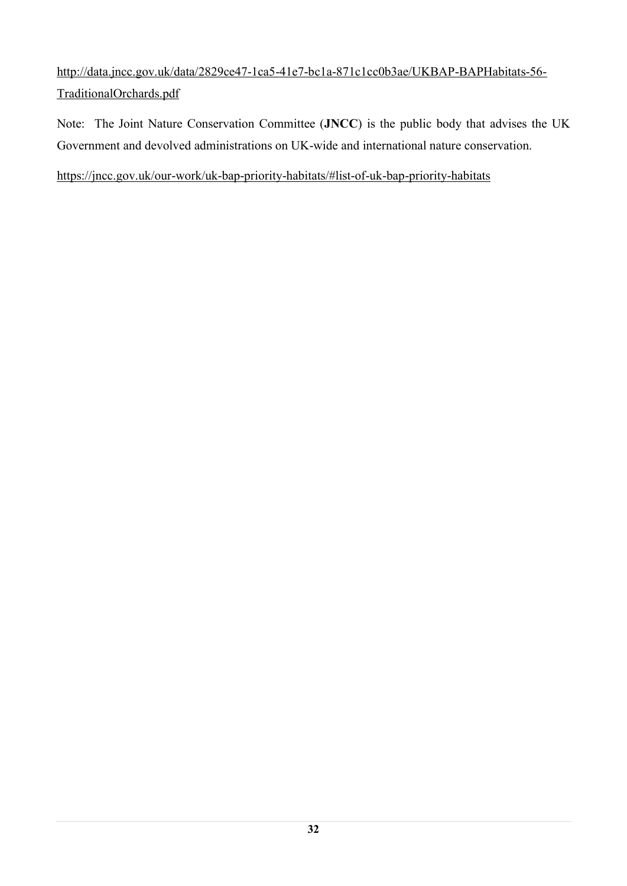http://data.jncc.gov.uk/data/2829ce47-1ca5-41e7-bc1a-871c1cc0b3ae/UKBAP-BAPHabitats-56-TraditionalOrchards.pdf

Note: The Joint Nature Conservation Committee (**JNCC**) is the public body that advises the UK Government and devolved administrations on UK-wide and international nature conservation.

https://jncc.gov.uk/our-work/uk-bap-priority-habitats/#list-of-uk-bap-priority-habitats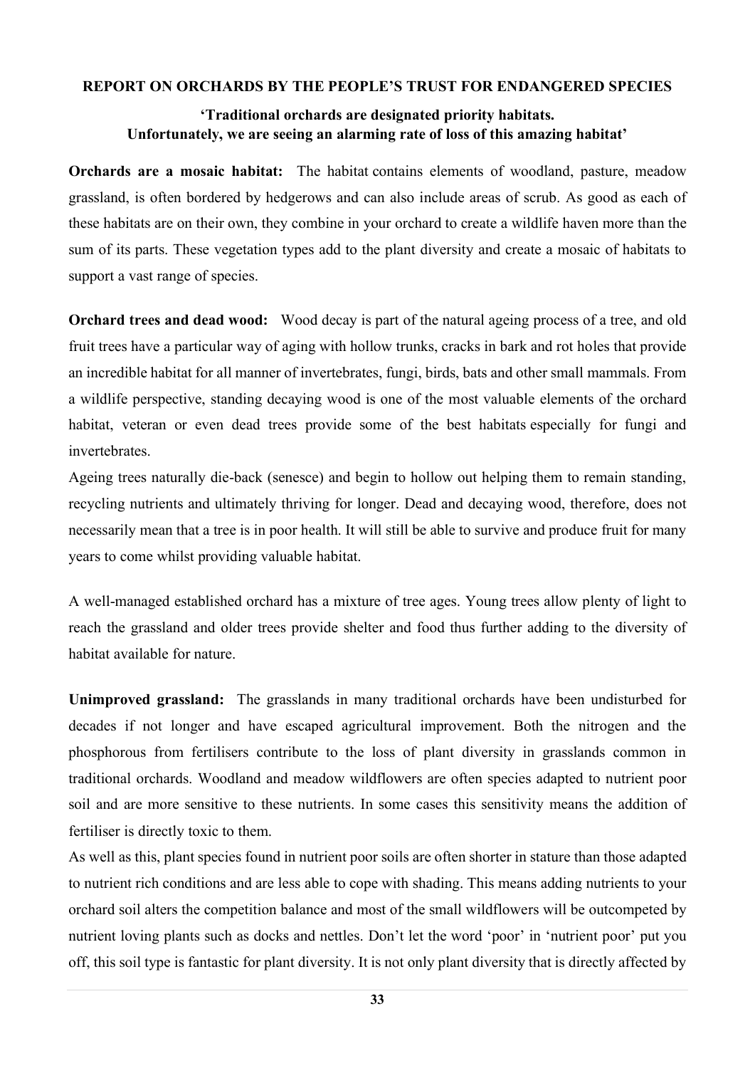## REPORT ON ORCHARDS BY THE PEOPLE'S TRUST FOR ENDANGERED SPECIES

### 'Traditional orchards are designated priority habitats. Unfortunately, we are seeing an alarming rate of loss of this amazing habitat'

**Orchards are a mosaic habitat:** The habitat contains elements of woodland, pasture, meadow grassland, is often bordered by hedgerows and can also include areas of scrub. As good as each of these habitats are on their own, they combine in your orchard to create a wildlife haven more than the sum of its parts. These vegetation types add to the plant diversity and create a mosaic of habitats to support a vast range of species.

**Orchard trees and dead wood:** Wood decay is part of the natural ageing process of a tree, and old fruit trees have a particular way of aging with hollow trunks, cracks in bark and rot holes that provide an incredible habitat for all manner of invertebrates, fungi, birds, bats and other small mammals. From a wildlife perspective, standing decaying wood is one of the most valuable elements of the orchard habitat, veteran or even dead trees provide some of the best habitats especially for fungi and invertebrates.

Ageing trees naturally die-back (senesce) and begin to hollow out helping them to remain standing, recycling nutrients and ultimately thriving for longer. Dead and decaying wood, therefore, does not necessarily mean that a tree is in poor health. It will still be able to survive and produce fruit for many years to come whilst providing valuable habitat.

A well-managed established orchard has a mixture of tree ages. Young trees allow plenty of light to reach the grassland and older trees provide shelter and food thus further adding to the diversity of habitat available for nature.

**Unimproved grassland:** The grasslands in many traditional orchards have been undisturbed for decades if not longer and have escaped agricultural improvement. Both the nitrogen and the phosphorous from fertilisers contribute to the loss of plant diversity in grasslands common in traditional orchards. Woodland and meadow wildflowers are often species adapted to nutrient poor soil and are more sensitive to these nutrients. In some cases this sensitivity means the addition of fertiliser is directly toxic to them.

As well as this, plant species found in nutrient poor soils are often shorter in stature than those adapted to nutrient rich conditions and are less able to cope with shading. This means adding nutrients to your orchard soil alters the competition balance and most of the small wildflowers will be outcompeted by nutrient loving plants such as docks and nettles. Don't let the word 'poor' in 'nutrient poor' put you off, this soil type is fantastic for plant diversity. It is not only plant diversity that is directly affected by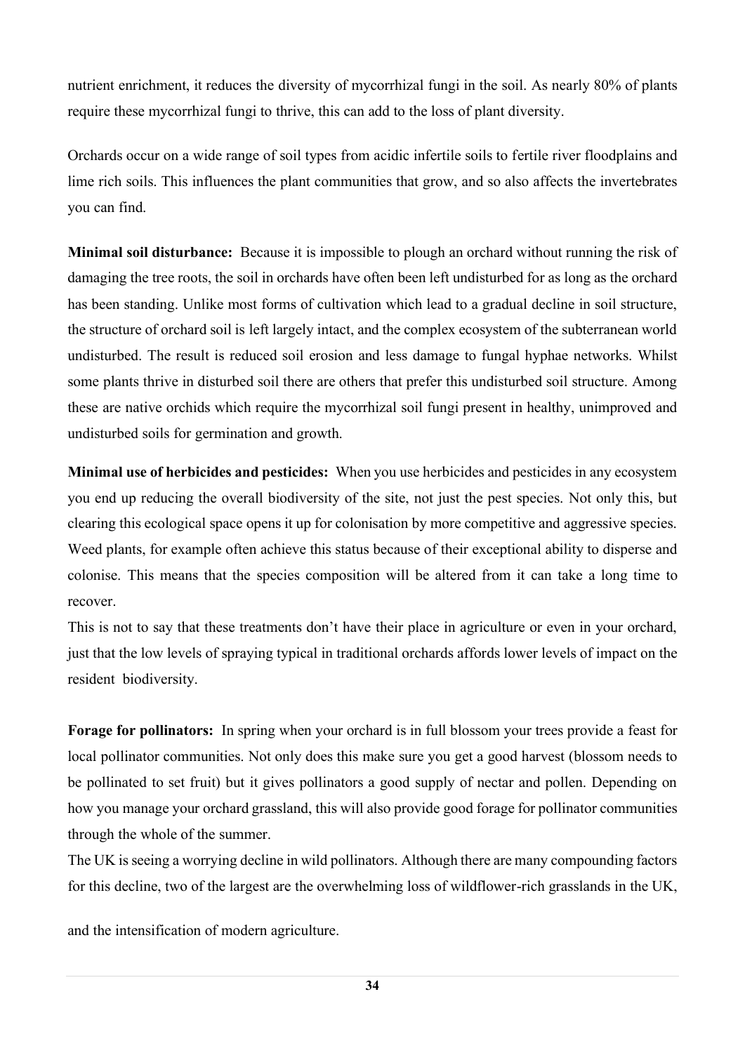nutrient enrichment, it reduces the diversity of mycorrhizal fungi in the soil. As nearly 80% of plants require these mycorrhizal fungi to thrive, this can add to the loss of plant diversity.

Orchards occur on a wide range of soil types from acidic infertile soils to fertile river floodplains and lime rich soils. This influences the plant communities that grow, and so also affects the invertebrates you can find.

**Minimal soil disturbance:** Because it is impossible to plough an orchard without running the risk of damaging the tree roots, the soil in orchards have often been left undisturbed for as long as the orchard has been standing. Unlike most forms of cultivation which lead to a gradual decline in soil structure, the structure of orchard soil is left largely intact, and the complex ecosystem of the subterranean world undisturbed. The result is reduced soil erosion and less damage to fungal hyphae networks. Whilst some plants thrive in disturbed soil there are others that prefer this undisturbed soil structure. Among these are native orchids which require the mycorrhizal soil fungi present in healthy, unimproved and undisturbed soils for germination and growth.

**Minimal use of herbicides and pesticides:** When you use herbicides and pesticides in any ecosystem you end up reducing the overall biodiversity of the site, not just the pest species. Not only this, but clearing this ecological space opens it up for colonisation by more competitive and aggressive species. Weed plants, for example often achieve this status because of their exceptional ability to disperse and colonise. This means that the species composition will be altered from it can take a long time to recover.

This is not to say that these treatments don't have their place in agriculture or even in your orchard, just that the low levels of spraying typical in traditional orchards affords lower levels of impact on the resident biodiversity.

**Forage for pollinators:** In spring when your orchard is in full blossom your trees provide a feast for local pollinator communities. Not only does this make sure you get a good harvest (blossom needs to be pollinated to set fruit) but it gives pollinators a good supply of nectar and pollen. Depending on how you manage your orchard grassland, this will also provide good forage for pollinator communities through the whole of the summer.

The UK is seeing a worrying decline in wild pollinators. Although there are many compounding factors for this decline, two of the largest are the overwhelming loss of wildflower-rich grasslands in the UK, and the intensification of modern agriculture.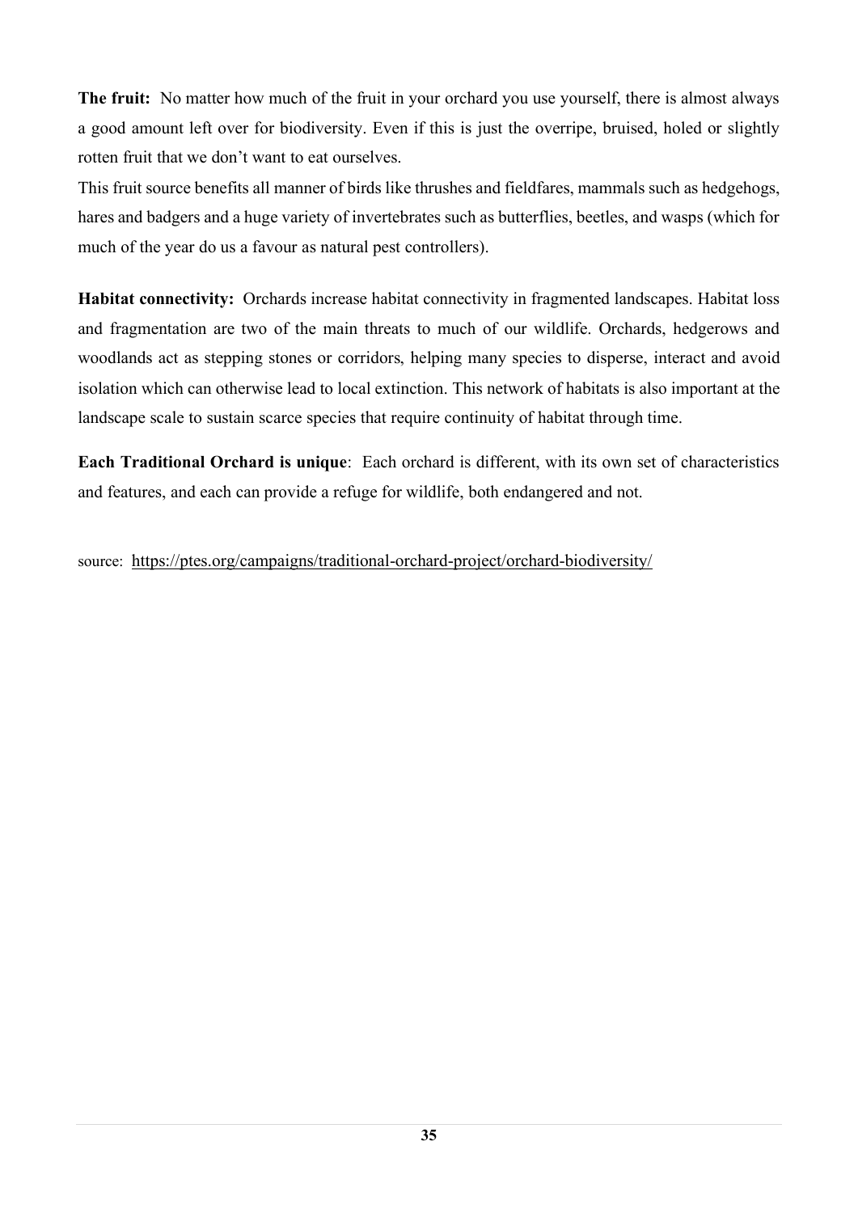**The fruit:** No matter how much of the fruit in your orchard you use yourself, there is almost always a good amount left over for biodiversity. Even if this is just the overripe, bruised, holed or slightly rotten fruit that we don't want to eat ourselves.

This fruit source benefits all manner of birds like thrushes and fieldfares, mammals such as hedgehogs, hares and badgers and a huge variety of invertebrates such as butterflies, beetles, and wasps (which for much of the year do us a favour as natural pest controllers).

**Habitat connectivity:** Orchards increase habitat connectivity in fragmented landscapes. Habitat loss and fragmentation are two of the main threats to much of our wildlife. Orchards, hedgerows and woodlands act as stepping stones or corridors, helping many species to disperse, interact and avoid isolation which can otherwise lead to local extinction. This network of habitats is also important at the landscape scale to sustain scarce species that require continuity of habitat through time.

**Each Traditional Orchard is unique**: Each orchard is different, with its own set of characteristics and features, and each can provide a refuge for wildlife, both endangered and not.

source: https://ptes.org/campaigns/traditional-orchard-project/orchard-biodiversity/